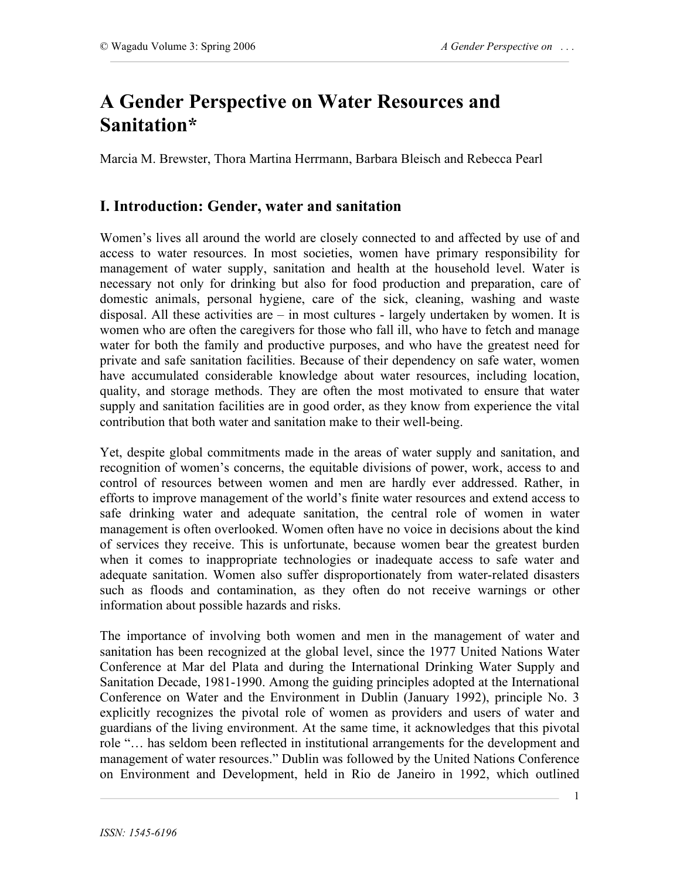# A Gender Perspective on Water Resources and Sanitation*

Marcia M. Brewster, Thora Martina Herrmann, Barbara Bleisch and Rebecca Pearl

## I. Introduction: Gender, water and sanitation

Women's lives all around the world are closely connected to and affected by use of and access to water resources. In most societies, women have primary responsibility for management of water supply, sanitation and health at the household level. Water is necessary not only for drinking but also for food production and preparation, care of domestic animals, personal hygiene, care of the sick, cleaning, washing and waste disposal. All these activities are – in most cultures - largely undertaken by women. It is women who are often the caregivers for those who fall ill, who have to fetch and manage water for both the family and productive purposes, and who have the greatest need for private and safe sanitation facilities. Because of their dependency on safe water, women have accumulated considerable knowledge about water resources, including location, quality, and storage methods. They are often the most motivated to ensure that water supply and sanitation facilities are in good order, as they know from experience the vital contribution that both water and sanitation make to their well-being.

Yet, despite global commitments made in the areas of water supply and sanitation, and recognition of women's concerns, the equitable divisions of power, work, access to and control of resources between women and men are hardly ever addressed. Rather, in efforts to improve management of the world's finite water resources and extend access to safe drinking water and adequate sanitation, the central role of women in water management is often overlooked. Women often have no voice in decisions about the kind of services they receive. This is unfortunate, because women bear the greatest burden when it comes to inappropriate technologies or inadequate access to safe water and adequate sanitation. Women also suffer disproportionately from water-related disasters such as floods and contamination, as they often do not receive warnings or other information about possible hazards and risks.

The importance of involving both women and men in the management of water and sanitation has been recognized at the global level, since the 1977 United Nations Water Conference at Mar del Plata and during the International Drinking Water Supply and Sanitation Decade, 1981-1990. Among the guiding principles adopted at the International Conference on Water and the Environment in Dublin (January 1992), principle No. 3 explicitly recognizes the pivotal role of women as providers and users of water and guardians of the living environment. At the same time, it acknowledges that this pivotal role "… has seldom been reflected in institutional arrangements for the development and management of water resources." Dublin was followed by the United Nations Conference on Environment and Development, held in Rio de Janeiro in 1992, which outlined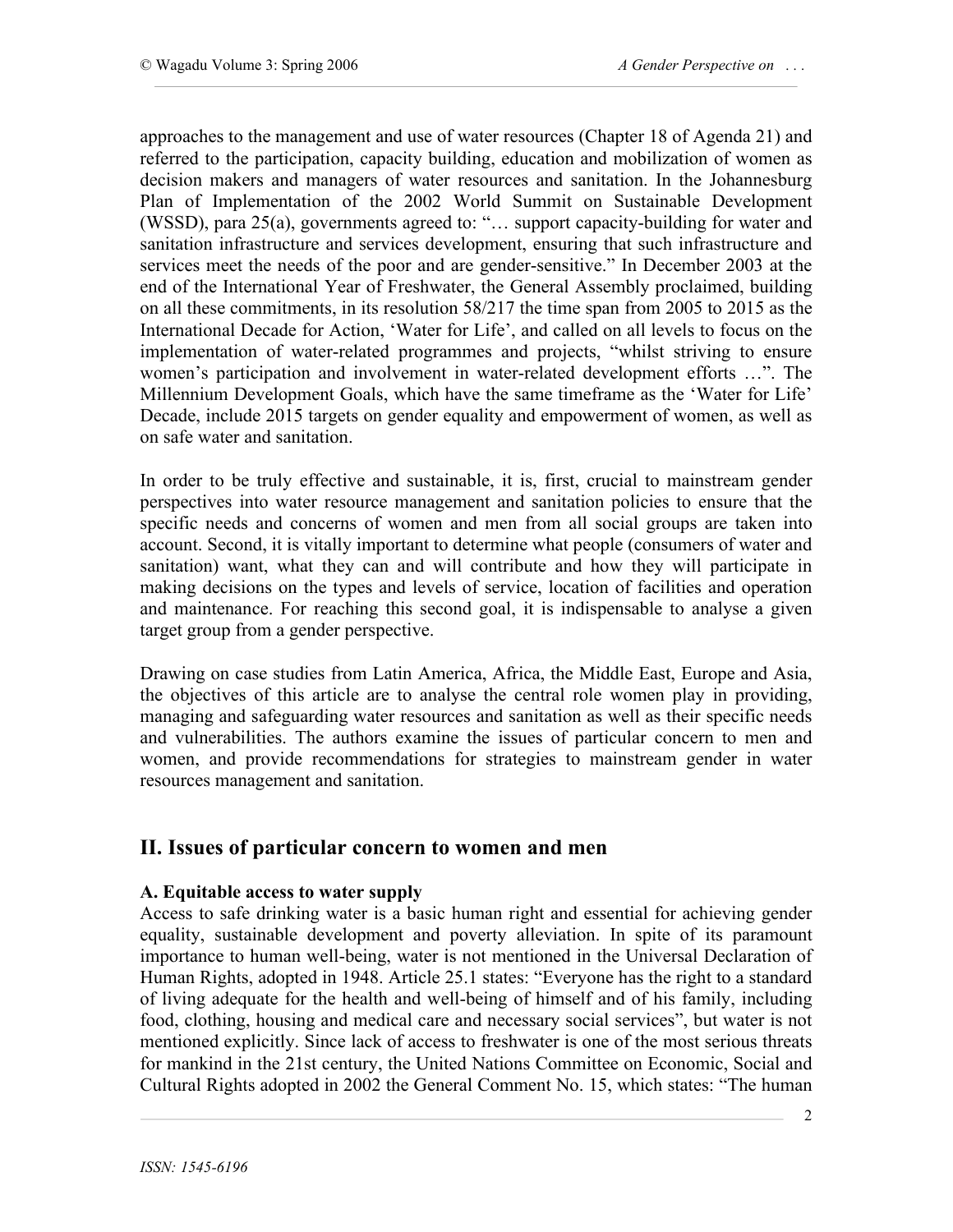approaches to the management and use of water resources (Chapter 18 of Agenda 21) and referred to the participation, capacity building, education and mobilization of women as decision makers and managers of water resources and sanitation. In the Johannesburg Plan of Implementation of the 2002 World Summit on Sustainable Development (WSSD), para 25(a), governments agreed to: "… support capacity-building for water and sanitation infrastructure and services development, ensuring that such infrastructure and services meet the needs of the poor and are gender-sensitive." In December 2003 at the end of the International Year of Freshwater, the General Assembly proclaimed, building on all these commitments, in its resolution 58/217 the time span from 2005 to 2015 as the International Decade for Action, 'Water for Life', and called on all levels to focus on the implementation of water-related programmes and projects, "whilst striving to ensure women's participation and involvement in water-related development efforts …". The Millennium Development Goals, which have the same timeframe as the 'Water for Life' Decade, include 2015 targets on gender equality and empowerment of women, as well as on safe water and sanitation.

In order to be truly effective and sustainable, it is, first, crucial to mainstream gender perspectives into water resource management and sanitation policies to ensure that the specific needs and concerns of women and men from all social groups are taken into account. Second, it is vitally important to determine what people (consumers of water and sanitation) want, what they can and will contribute and how they will participate in making decisions on the types and levels of service, location of facilities and operation and maintenance. For reaching this second goal, it is indispensable to analyse a given target group from a gender perspective.

Drawing on case studies from Latin America, Africa, the Middle East, Europe and Asia, the objectives of this article are to analyse the central role women play in providing, managing and safeguarding water resources and sanitation as well as their specific needs and vulnerabilities. The authors examine the issues of particular concern to men and women, and provide recommendations for strategies to mainstream gender in water resources management and sanitation.

## II. Issues of particular concern to women and men

### A. Equitable access to water supply

Access to safe drinking water is a basic human right and essential for achieving gender equality, sustainable development and poverty alleviation. In spite of its paramount importance to human well-being, water is not mentioned in the Universal Declaration of Human Rights, adopted in 1948. Article 25.1 states: "Everyone has the right to a standard of living adequate for the health and well-being of himself and of his family, including food, clothing, housing and medical care and necessary social services", but water is not mentioned explicitly. Since lack of access to freshwater is one of the most serious threats for mankind in the 21st century, the United Nations Committee on Economic, Social and Cultural Rights adopted in 2002 the General Comment No. 15, which states: "The human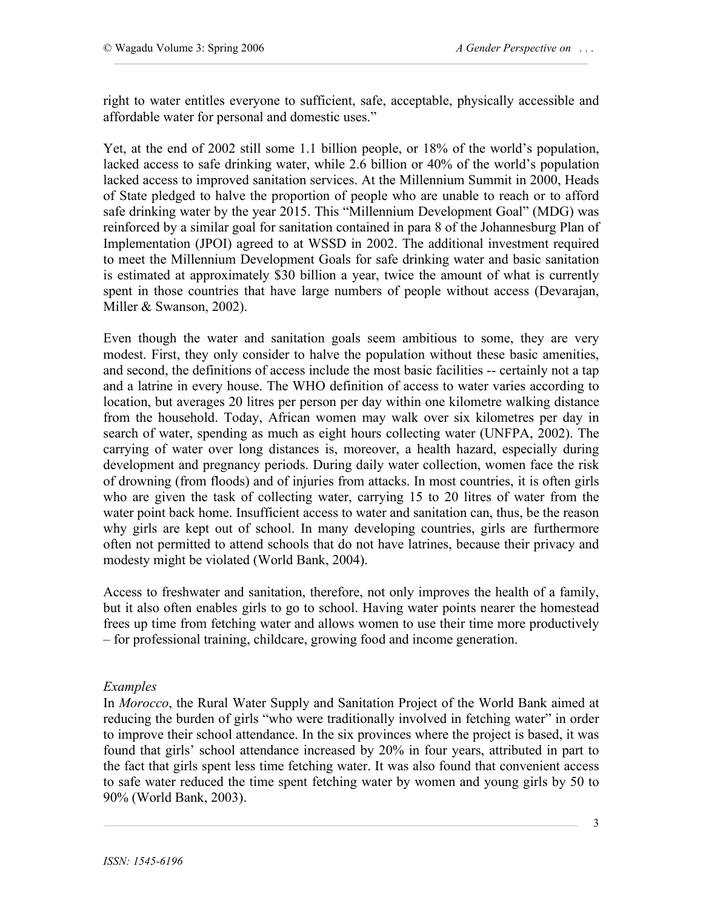right to water entitles everyone to sufficient, safe, acceptable, physically accessible and affordable water for personal and domestic uses."

Yet, at the end of 2002 still some 1.1 billion people, or 18% of the world's population, lacked access to safe drinking water, while 2.6 billion or 40% of the world's population lacked access to improved sanitation services. At the Millennium Summit in 2000, Heads of State pledged to halve the proportion of people who are unable to reach or to afford safe drinking water by the year 2015. This "Millennium Development Goal" (MDG) was reinforced by a similar goal for sanitation contained in para 8 of the Johannesburg Plan of Implementation (JPOI) agreed to at WSSD in 2002. The additional investment required to meet the Millennium Development Goals for safe drinking water and basic sanitation is estimated at approximately $30 billion a year, twice the amount of what is currently spent in those countries that have large numbers of people without access (Devarajan, Miller & Swanson, 2002).

Even though the water and sanitation goals seem ambitious to some, they are very modest. First, they only consider to halve the population without these basic amenities, and second, the definitions of access include the most basic facilities -- certainly not a tap and a latrine in every house. The WHO definition of access to water varies according to location, but averages 20 litres per person per day within one kilometre walking distance from the household. Today, African women may walk over six kilometres per day in search of water, spending as much as eight hours collecting water (UNFPA, 2002). The carrying of water over long distances is, moreover, a health hazard, especially during development and pregnancy periods. During daily water collection, women face the risk of drowning (from floods) and of injuries from attacks. In most countries, it is often girls who are given the task of collecting water, carrying 15 to 20 litres of water from the water point back home. Insufficient access to water and sanitation can, thus, be the reason why girls are kept out of school. In many developing countries, girls are furthermore often not permitted to attend schools that do not have latrines, because their privacy and modesty might be violated (World Bank, 2004).

Access to freshwater and sanitation, therefore, not only improves the health of a family, but it also often enables girls to go to school. Having water points nearer the homestead frees up time from fetching water and allows women to use their time more productively – for professional training, childcare, growing food and income generation.

*Examples*

In *Morocco*, the Rural Water Supply and Sanitation Project of the World Bank aimed at reducing the burden of girls "who were traditionally involved in fetching water" in order to improve their school attendance. In the six provinces where the project is based, it was found that girls' school attendance increased by 20% in four years, attributed in part to the fact that girls spent less time fetching water. It was also found that convenient access to safe water reduced the time spent fetching water by women and young girls by 50 to 90% (World Bank, 2003).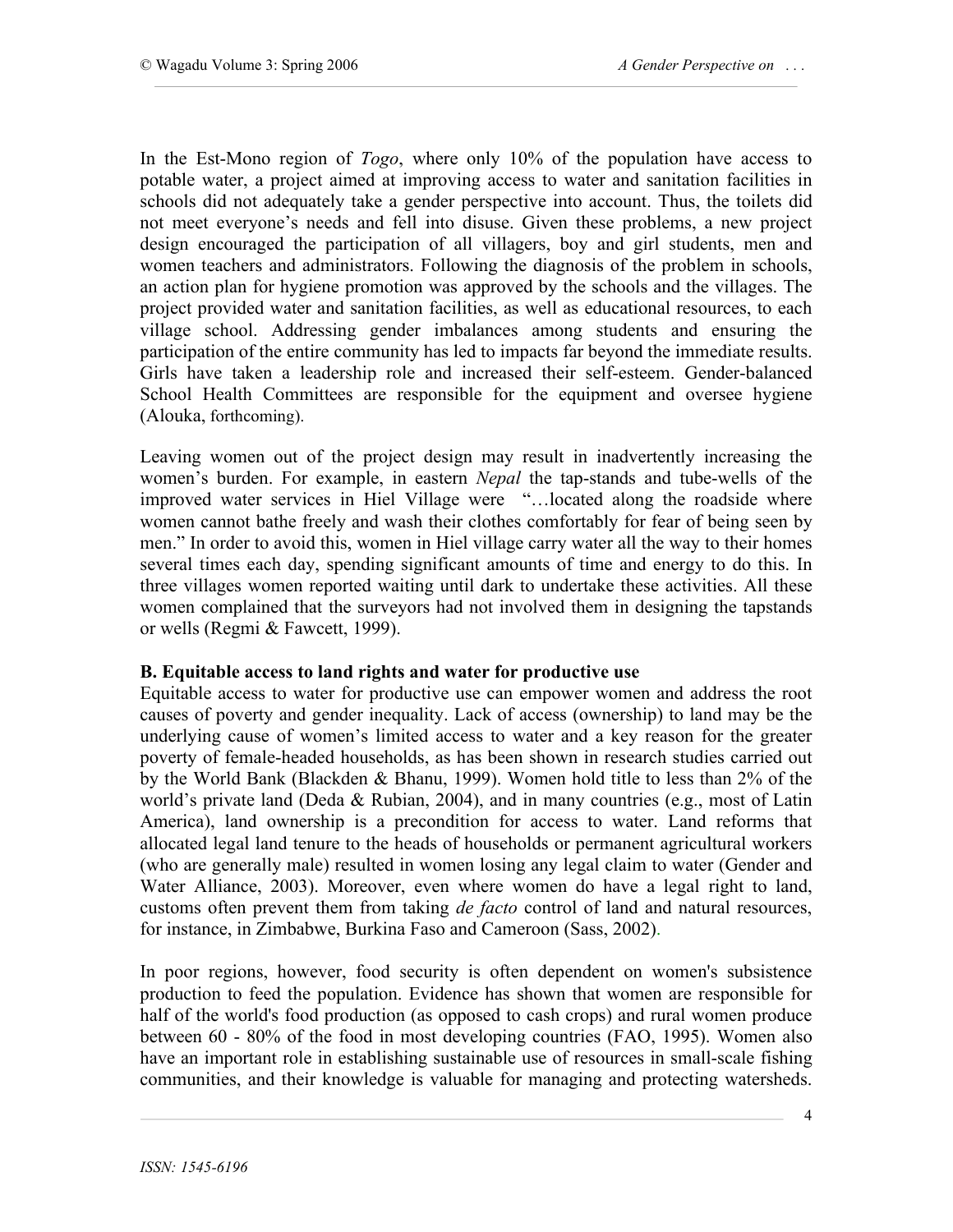In the Est-Mono region of *Togo*, where only 10% of the population have access to potable water, a project aimed at improving access to water and sanitation facilities in schools did not adequately take a gender perspective into account. Thus, the toilets did not meet everyone's needs and fell into disuse. Given these problems, a new project design encouraged the participation of all villagers, boy and girl students, men and women teachers and administrators. Following the diagnosis of the problem in schools, an action plan for hygiene promotion was approved by the schools and the villages. The project provided water and sanitation facilities, as well as educational resources, to each village school. Addressing gender imbalances among students and ensuring the participation of the entire community has led to impacts far beyond the immediate results. Girls have taken a leadership role and increased their self-esteem. Gender-balanced School Health Committees are responsible for the equipment and oversee hygiene (Alouka, forthcoming).

Leaving women out of the project design may result in inadvertently increasing the women's burden. For example, in eastern *Nepal* the tap-stands and tube-wells of the improved water services in Hiel Village were "…located along the roadside where women cannot bathe freely and wash their clothes comfortably for fear of being seen by men." In order to avoid this, women in Hiel village carry water all the way to their homes several times each day, spending significant amounts of time and energy to do this. In three villages women reported waiting until dark to undertake these activities. All these women complained that the surveyors had not involved them in designing the tapstands or wells (Regmi & Fawcett, 1999).

**B. Equitable access to land rights and water for productive use**

Equitable access to water for productive use can empower women and address the root causes of poverty and gender inequality. Lack of access (ownership) to land may be the underlying cause of women's limited access to water and a key reason for the greater poverty of female-headed households, as has been shown in research studies carried out by the World Bank (Blackden & Bhanu, 1999). Women hold title to less than 2% of the world's private land (Deda & Rubian, 2004), and in many countries (e.g., most of Latin America), land ownership is a precondition for access to water. Land reforms that allocated legal land tenure to the heads of households or permanent agricultural workers (who are generally male) resulted in women losing any legal claim to water (Gender and Water Alliance, 2003). Moreover, even where women do have a legal right to land, customs often prevent them from taking *de facto* control of land and natural resources, for instance, in Zimbabwe, Burkina Faso and Cameroon (Sass, 2002).

In poor regions, however, food security is often dependent on women's subsistence production to feed the population. Evidence has shown that women are responsible for half of the world's food production (as opposed to cash crops) and rural women produce between 60 - 80% of the food in most developing countries (FAO, 1995). Women also have an important role in establishing sustainable use of resources in small-scale fishing communities, and their knowledge is valuable for managing and protecting watersheds.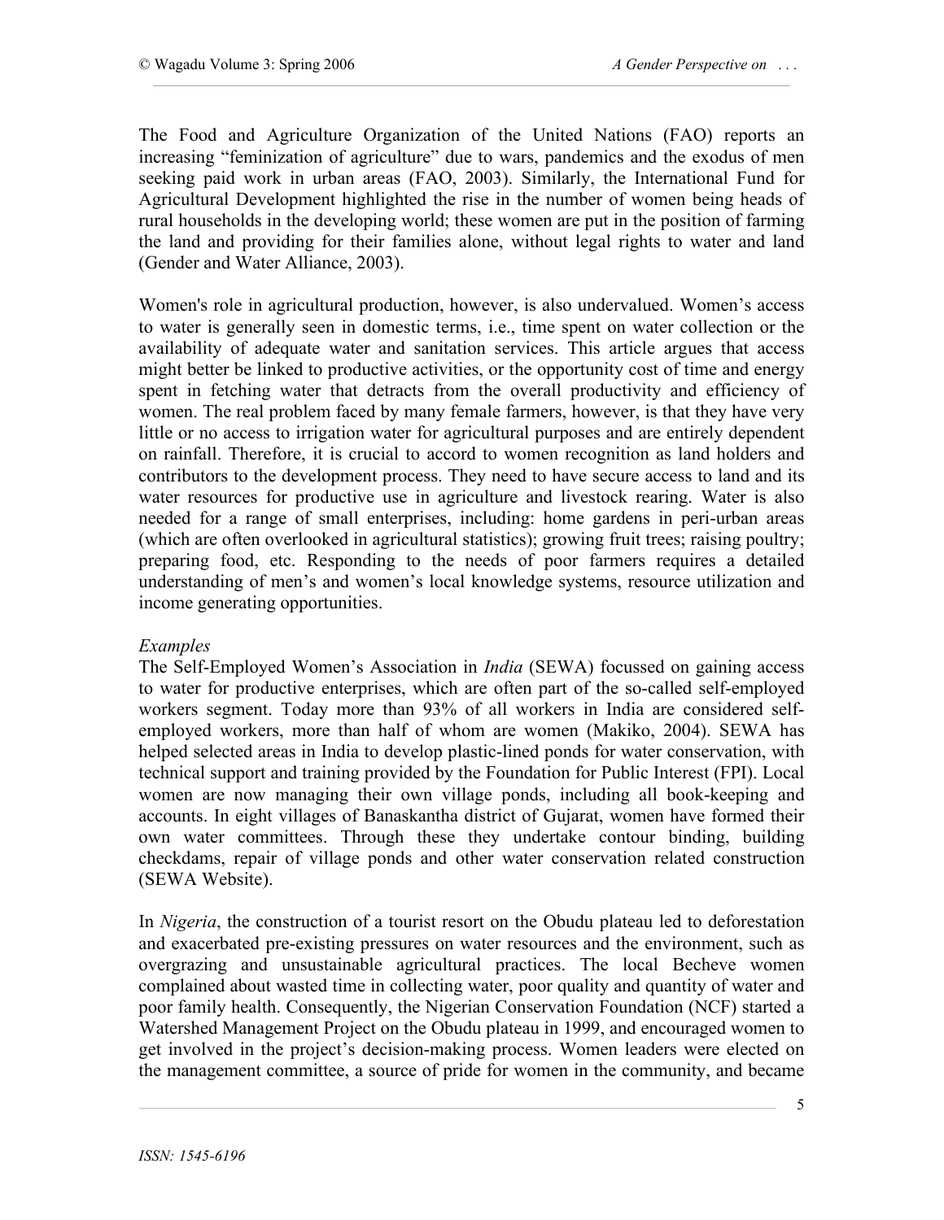The Food and Agriculture Organization of the United Nations (FAO) reports an increasing "feminization of agriculture" due to wars, pandemics and the exodus of men seeking paid work in urban areas (FAO, 2003). Similarly, the International Fund for Agricultural Development highlighted the rise in the number of women being heads of rural households in the developing world; these women are put in the position of farming the land and providing for their families alone, without legal rights to water and land (Gender and Water Alliance, 2003).

Women's role in agricultural production, however, is also undervalued. Women's access to water is generally seen in domestic terms, i.e., time spent on water collection or the availability of adequate water and sanitation services. This article argues that access might better be linked to productive activities, or the opportunity cost of time and energy spent in fetching water that detracts from the overall productivity and efficiency of women. The real problem faced by many female farmers, however, is that they have very little or no access to irrigation water for agricultural purposes and are entirely dependent on rainfall. Therefore, it is crucial to accord to women recognition as land holders and contributors to the development process. They need to have secure access to land and its water resources for productive use in agriculture and livestock rearing. Water is also needed for a range of small enterprises, including: home gardens in peri-urban areas (which are often overlooked in agricultural statistics); growing fruit trees; raising poultry; preparing food, etc. Responding to the needs of poor farmers requires a detailed understanding of men's and women's local knowledge systems, resource utilization and income generating opportunities.

*Examples*

The Self-Employed Women's Association in *India* (SEWA) focussed on gaining access to water for productive enterprises, which are often part of the so-called self-employed workers segment. Today more than 93% of all workers in India are considered self-employed workers, more than half of whom are women (Makiko, 2004). SEWA has helped selected areas in India to develop plastic-lined ponds for water conservation, with technical support and training provided by the Foundation for Public Interest (FPI). Local women are now managing their own village ponds, including all book-keeping and accounts. In eight villages of Banaskantha district of Gujarat, women have formed their own water committees. Through these they undertake contour binding, building checkdams, repair of village ponds and other water conservation related construction (SEWA Website).

In *Nigeria*, the construction of a tourist resort on the Obudu plateau led to deforestation and exacerbated pre-existing pressures on water resources and the environment, such as overgrazing and unsustainable agricultural practices. The local Becheve women complained about wasted time in collecting water, poor quality and quantity of water and poor family health. Consequently, the Nigerian Conservation Foundation (NCF) started a Watershed Management Project on the Obudu plateau in 1999, and encouraged women to get involved in the project's decision-making process. Women leaders were elected on the management committee, a source of pride for women in the community, and became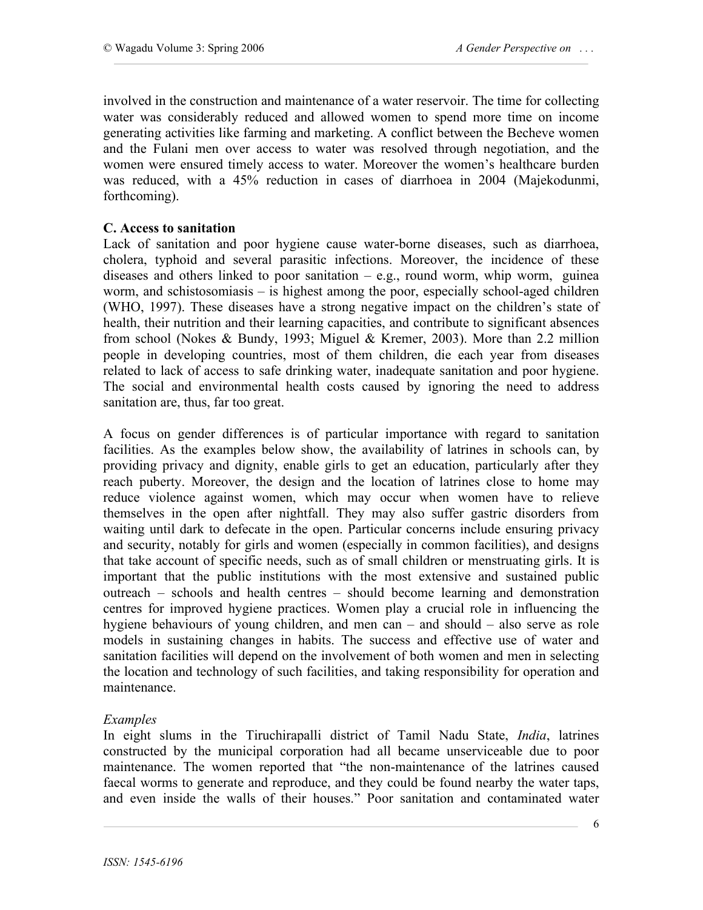involved in the construction and maintenance of a water reservoir. The time for collecting water was considerably reduced and allowed women to spend more time on income generating activities like farming and marketing. A conflict between the Becheve women and the Fulani men over access to water was resolved through negotiation, and the women were ensured timely access to water. Moreover the women's healthcare burden was reduced, with a 45% reduction in cases of diarrhoea in 2004 (Majekodunmi, forthcoming).

**C. Access to sanitation**

Lack of sanitation and poor hygiene cause water-borne diseases, such as diarrhoea, cholera, typhoid and several parasitic infections. Moreover, the incidence of these diseases and others linked to poor sanitation – e.g., round worm, whip worm, guinea worm, and schistosomiasis – is highest among the poor, especially school-aged children (WHO, 1997). These diseases have a strong negative impact on the children's state of health, their nutrition and their learning capacities, and contribute to significant absences from school (Nokes & Bundy, 1993; Miguel & Kremer, 2003). More than 2.2 million people in developing countries, most of them children, die each year from diseases related to lack of access to safe drinking water, inadequate sanitation and poor hygiene. The social and environmental health costs caused by ignoring the need to address sanitation are, thus, far too great.

A focus on gender differences is of particular importance with regard to sanitation facilities. As the examples below show, the availability of latrines in schools can, by providing privacy and dignity, enable girls to get an education, particularly after they reach puberty. Moreover, the design and the location of latrines close to home may reduce violence against women, which may occur when women have to relieve themselves in the open after nightfall. They may also suffer gastric disorders from waiting until dark to defecate in the open. Particular concerns include ensuring privacy and security, notably for girls and women (especially in common facilities), and designs that take account of specific needs, such as of small children or menstruating girls. It is important that the public institutions with the most extensive and sustained public outreach – schools and health centres – should become learning and demonstration centres for improved hygiene practices. Women play a crucial role in influencing the hygiene behaviours of young children, and men can – and should – also serve as role models in sustaining changes in habits. The success and effective use of water and sanitation facilities will depend on the involvement of both women and men in selecting the location and technology of such facilities, and taking responsibility for operation and maintenance.

*Examples*

In eight slums in the Tiruchirapalli district of Tamil Nadu State, *India*, latrines constructed by the municipal corporation had all became unserviceable due to poor maintenance. The women reported that "the non-maintenance of the latrines caused faecal worms to generate and reproduce, and they could be found nearby the water taps, and even inside the walls of their houses." Poor sanitation and contaminated water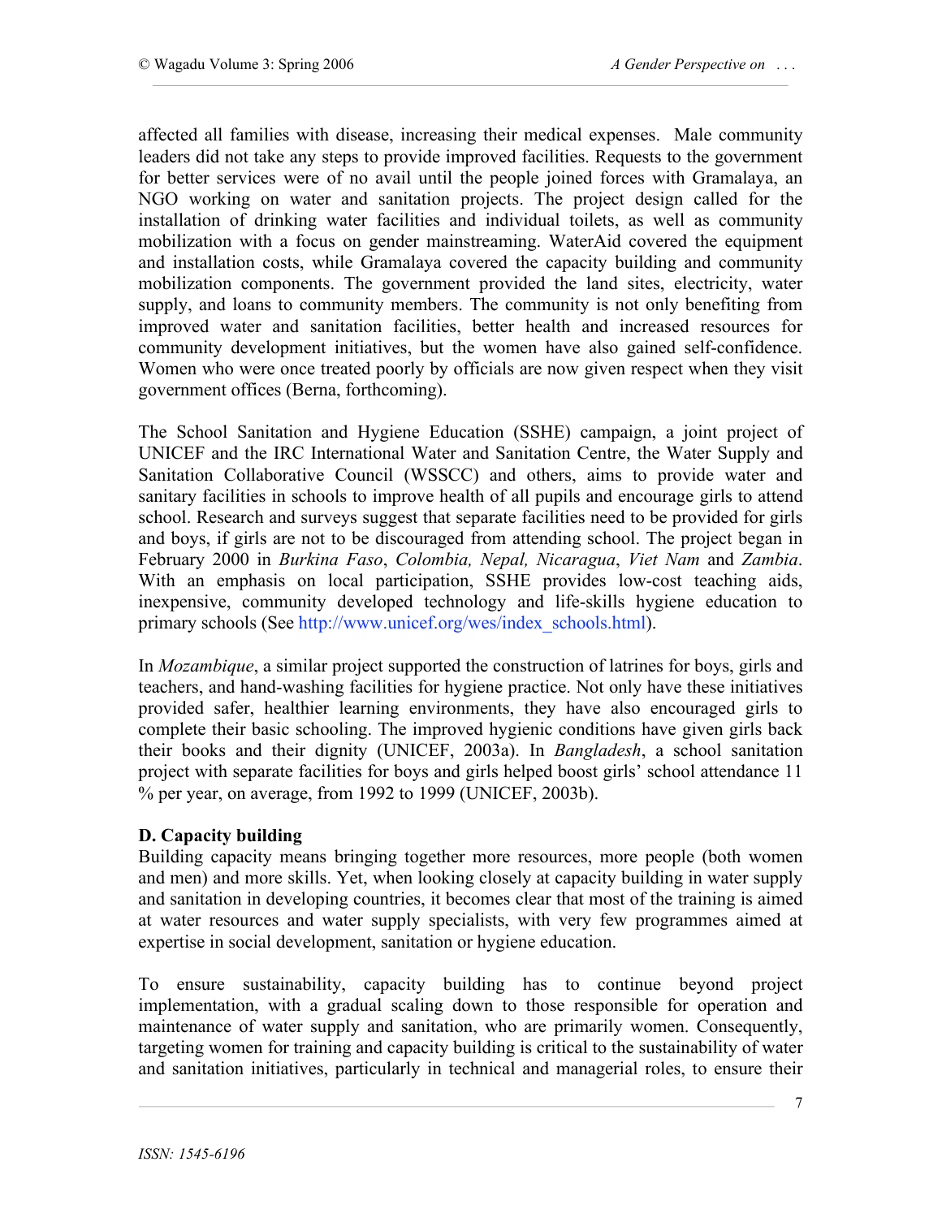affected all families with disease, increasing their medical expenses. Male community leaders did not take any steps to provide improved facilities. Requests to the government for better services were of no avail until the people joined forces with Gramalaya, an NGO working on water and sanitation projects. The project design called for the installation of drinking water facilities and individual toilets, as well as community mobilization with a focus on gender mainstreaming. WaterAid covered the equipment and installation costs, while Gramalaya covered the capacity building and community mobilization components. The government provided the land sites, electricity, water supply, and loans to community members. The community is not only benefiting from improved water and sanitation facilities, better health and increased resources for community development initiatives, but the women have also gained self-confidence. Women who were once treated poorly by officials are now given respect when they visit government offices (Berna, forthcoming).

The School Sanitation and Hygiene Education (SSHE) campaign, a joint project of UNICEF and the IRC International Water and Sanitation Centre, the Water Supply and Sanitation Collaborative Council (WSSCC) and others, aims to provide water and sanitary facilities in schools to improve health of all pupils and encourage girls to attend school. Research and surveys suggest that separate facilities need to be provided for girls and boys, if girls are not to be discouraged from attending school. The project began in February 2000 in *Burkina Faso*, *Colombia, Nepal, Nicaragua*, *Viet Nam* and *Zambia*. With an emphasis on local participation, SSHE provides low-cost teaching aids, inexpensive, community developed technology and life-skills hygiene education to primary schools (See http://www.unicef.org/wes/index_schools.html).

In *Mozambique*, a similar project supported the construction of latrines for boys, girls and teachers, and hand-washing facilities for hygiene practice. Not only have these initiatives provided safer, healthier learning environments, they have also encouraged girls to complete their basic schooling. The improved hygienic conditions have given girls back their books and their dignity (UNICEF, 2003a). In *Bangladesh*, a school sanitation project with separate facilities for boys and girls helped boost girls' school attendance 11 % per year, on average, from 1992 to 1999 (UNICEF, 2003b).

**D. Capacity building**

Building capacity means bringing together more resources, more people (both women and men) and more skills. Yet, when looking closely at capacity building in water supply and sanitation in developing countries, it becomes clear that most of the training is aimed at water resources and water supply specialists, with very few programmes aimed at expertise in social development, sanitation or hygiene education.

To ensure sustainability, capacity building has to continue beyond project implementation, with a gradual scaling down to those responsible for operation and maintenance of water supply and sanitation, who are primarily women. Consequently, targeting women for training and capacity building is critical to the sustainability of water and sanitation initiatives, particularly in technical and managerial roles, to ensure their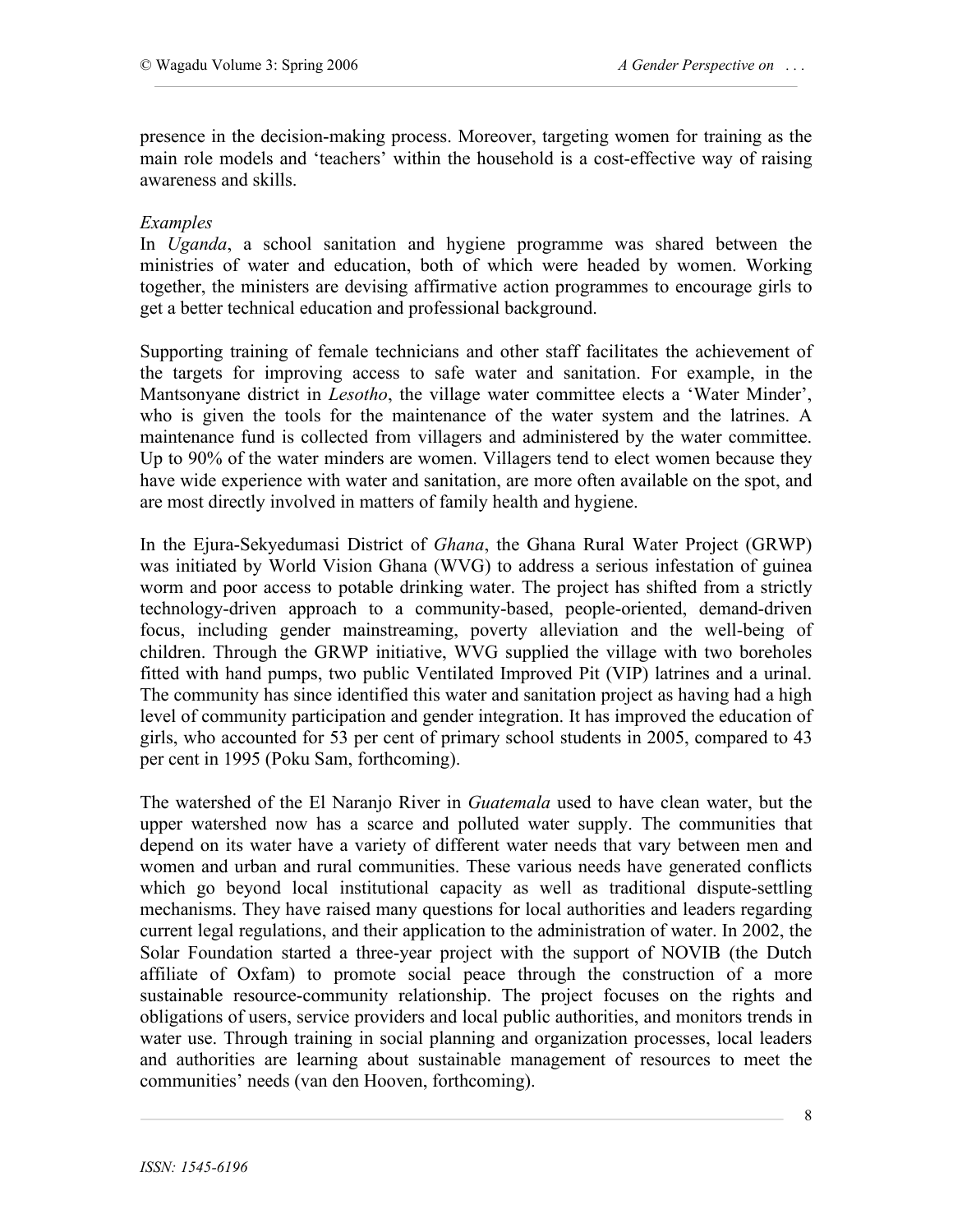presence in the decision-making process. Moreover, targeting women for training as the main role models and 'teachers' within the household is a cost-effective way of raising awareness and skills.

*Examples*

In *Uganda*, a school sanitation and hygiene programme was shared between the ministries of water and education, both of which were headed by women. Working together, the ministers are devising affirmative action programmes to encourage girls to get a better technical education and professional background.

Supporting training of female technicians and other staff facilitates the achievement of the targets for improving access to safe water and sanitation. For example, in the Mantsonyane district in *Lesotho*, the village water committee elects a 'Water Minder', who is given the tools for the maintenance of the water system and the latrines. A maintenance fund is collected from villagers and administered by the water committee. Up to 90% of the water minders are women. Villagers tend to elect women because they have wide experience with water and sanitation, are more often available on the spot, and are most directly involved in matters of family health and hygiene.

In the Ejura-Sekyedumasi District of *Ghana*, the Ghana Rural Water Project (GRWP) was initiated by World Vision Ghana (WVG) to address a serious infestation of guinea worm and poor access to potable drinking water. The project has shifted from a strictly technology-driven approach to a community-based, people-oriented, demand-driven focus, including gender mainstreaming, poverty alleviation and the well-being of children. Through the GRWP initiative, WVG supplied the village with two boreholes fitted with hand pumps, two public Ventilated Improved Pit (VIP) latrines and a urinal. The community has since identified this water and sanitation project as having had a high level of community participation and gender integration. It has improved the education of girls, who accounted for 53 per cent of primary school students in 2005, compared to 43 per cent in 1995 (Poku Sam, forthcoming).

The watershed of the El Naranjo River in *Guatemala* used to have clean water, but the upper watershed now has a scarce and polluted water supply. The communities that depend on its water have a variety of different water needs that vary between men and women and urban and rural communities. These various needs have generated conflicts which go beyond local institutional capacity as well as traditional dispute-settling mechanisms. They have raised many questions for local authorities and leaders regarding current legal regulations, and their application to the administration of water. In 2002, the Solar Foundation started a three-year project with the support of NOVIB (the Dutch affiliate of Oxfam) to promote social peace through the construction of a more sustainable resource-community relationship. The project focuses on the rights and obligations of users, service providers and local public authorities, and monitors trends in water use. Through training in social planning and organization processes, local leaders and authorities are learning about sustainable management of resources to meet the communities' needs (van den Hooven, forthcoming).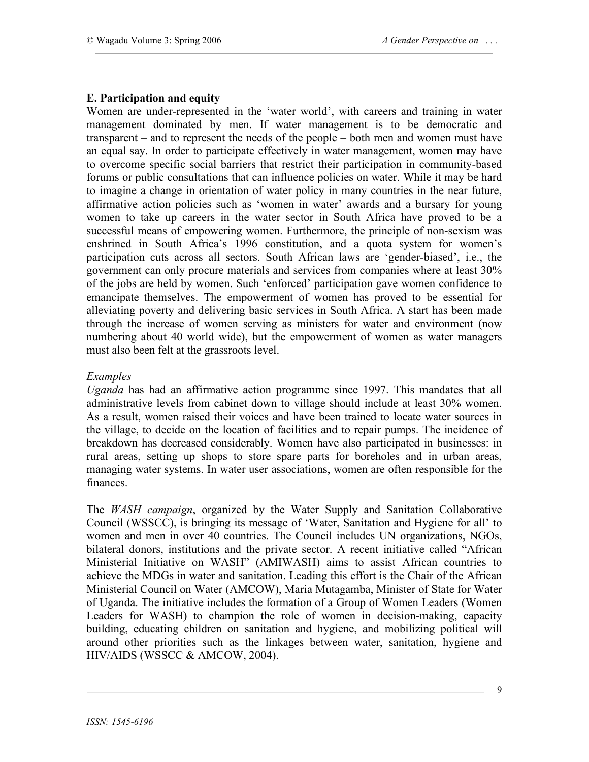### E. Participation and equity

Women are under-represented in the 'water world', with careers and training in water management dominated by men. If water management is to be democratic and transparent – and to represent the needs of the people – both men and women must have an equal say. In order to participate effectively in water management, women may have to overcome specific social barriers that restrict their participation in community-based forums or public consultations that can influence policies on water. While it may be hard to imagine a change in orientation of water policy in many countries in the near future, affirmative action policies such as 'women in water' awards and a bursary for young women to take up careers in the water sector in South Africa have proved to be a successful means of empowering women. Furthermore, the principle of non-sexism was enshrined in South Africa's 1996 constitution, and a quota system for women's participation cuts across all sectors. South African laws are 'gender-biased', i.e., the government can only procure materials and services from companies where at least 30% of the jobs are held by women. Such 'enforced' participation gave women confidence to emancipate themselves. The empowerment of women has proved to be essential for alleviating poverty and delivering basic services in South Africa. A start has been made through the increase of women serving as ministers for water and environment (now numbering about 40 world wide), but the empowerment of women as water managers must also been felt at the grassroots level.

*Examples*

*Uganda* has had an affirmative action programme since 1997. This mandates that all administrative levels from cabinet down to village should include at least 30% women. As a result, women raised their voices and have been trained to locate water sources in the village, to decide on the location of facilities and to repair pumps. The incidence of breakdown has decreased considerably. Women have also participated in businesses: in rural areas, setting up shops to store spare parts for boreholes and in urban areas, managing water systems. In water user associations, women are often responsible for the finances.

The *WASH campaign*, organized by the Water Supply and Sanitation Collaborative Council (WSSCC), is bringing its message of 'Water, Sanitation and Hygiene for all' to women and men in over 40 countries. The Council includes UN organizations, NGOs, bilateral donors, institutions and the private sector. A recent initiative called "African Ministerial Initiative on WASH" (AMIWASH) aims to assist African countries to achieve the MDGs in water and sanitation. Leading this effort is the Chair of the African Ministerial Council on Water (AMCOW), Maria Mutagamba, Minister of State for Water of Uganda. The initiative includes the formation of a Group of Women Leaders (Women Leaders for WASH) to champion the role of women in decision-making, capacity building, educating children on sanitation and hygiene, and mobilizing political will around other priorities such as the linkages between water, sanitation, hygiene and HIV/AIDS (WSSCC & AMCOW, 2004).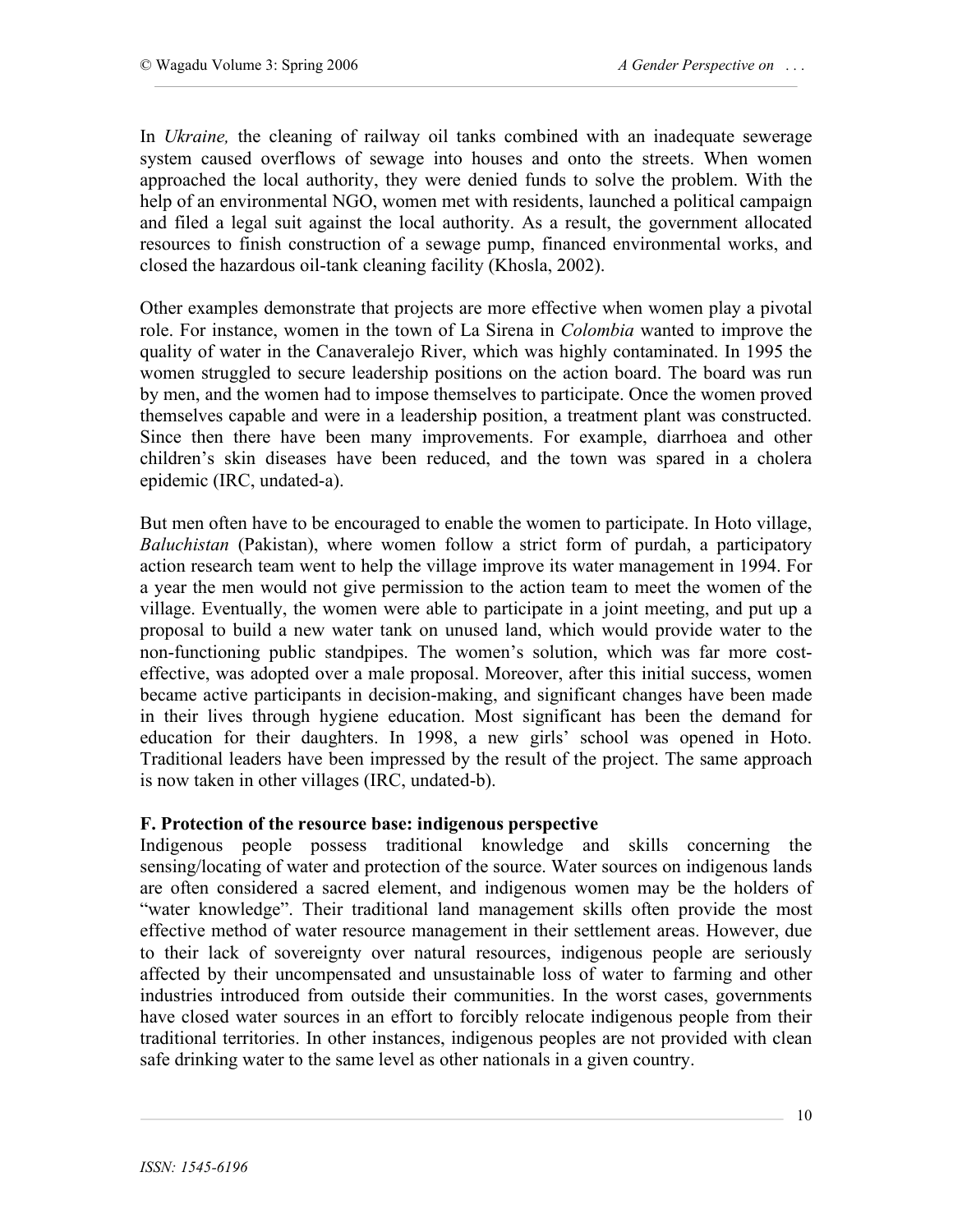In *Ukraine,* the cleaning of railway oil tanks combined with an inadequate sewerage system caused overflows of sewage into houses and onto the streets. When women approached the local authority, they were denied funds to solve the problem. With the help of an environmental NGO, women met with residents, launched a political campaign and filed a legal suit against the local authority. As a result, the government allocated resources to finish construction of a sewage pump, financed environmental works, and closed the hazardous oil-tank cleaning facility (Khosla, 2002).

Other examples demonstrate that projects are more effective when women play a pivotal role. For instance, women in the town of La Sirena in *Colombia* wanted to improve the quality of water in the Canaveralejo River, which was highly contaminated. In 1995 the women struggled to secure leadership positions on the action board. The board was run by men, and the women had to impose themselves to participate. Once the women proved themselves capable and were in a leadership position, a treatment plant was constructed. Since then there have been many improvements. For example, diarrhoea and other children's skin diseases have been reduced, and the town was spared in a cholera epidemic (IRC, undated-a).

But men often have to be encouraged to enable the women to participate. In Hoto village, *Baluchistan* (Pakistan), where women follow a strict form of purdah, a participatory action research team went to help the village improve its water management in 1994. For a year the men would not give permission to the action team to meet the women of the village. Eventually, the women were able to participate in a joint meeting, and put up a proposal to build a new water tank on unused land, which would provide water to the non-functioning public standpipes. The women's solution, which was far more cost-effective, was adopted over a male proposal. Moreover, after this initial success, women became active participants in decision-making, and significant changes have been made in their lives through hygiene education. Most significant has been the demand for education for their daughters. In 1998, a new girls' school was opened in Hoto. Traditional leaders have been impressed by the result of the project. The same approach is now taken in other villages (IRC, undated-b).

**F. Protection of the resource base: indigenous perspective**

Indigenous people possess traditional knowledge and skills concerning the sensing/locating of water and protection of the source. Water sources on indigenous lands are often considered a sacred element, and indigenous women may be the holders of "water knowledge". Their traditional land management skills often provide the most effective method of water resource management in their settlement areas. However, due to their lack of sovereignty over natural resources, indigenous people are seriously affected by their uncompensated and unsustainable loss of water to farming and other industries introduced from outside their communities. In the worst cases, governments have closed water sources in an effort to forcibly relocate indigenous people from their traditional territories. In other instances, indigenous peoples are not provided with clean safe drinking water to the same level as other nationals in a given country.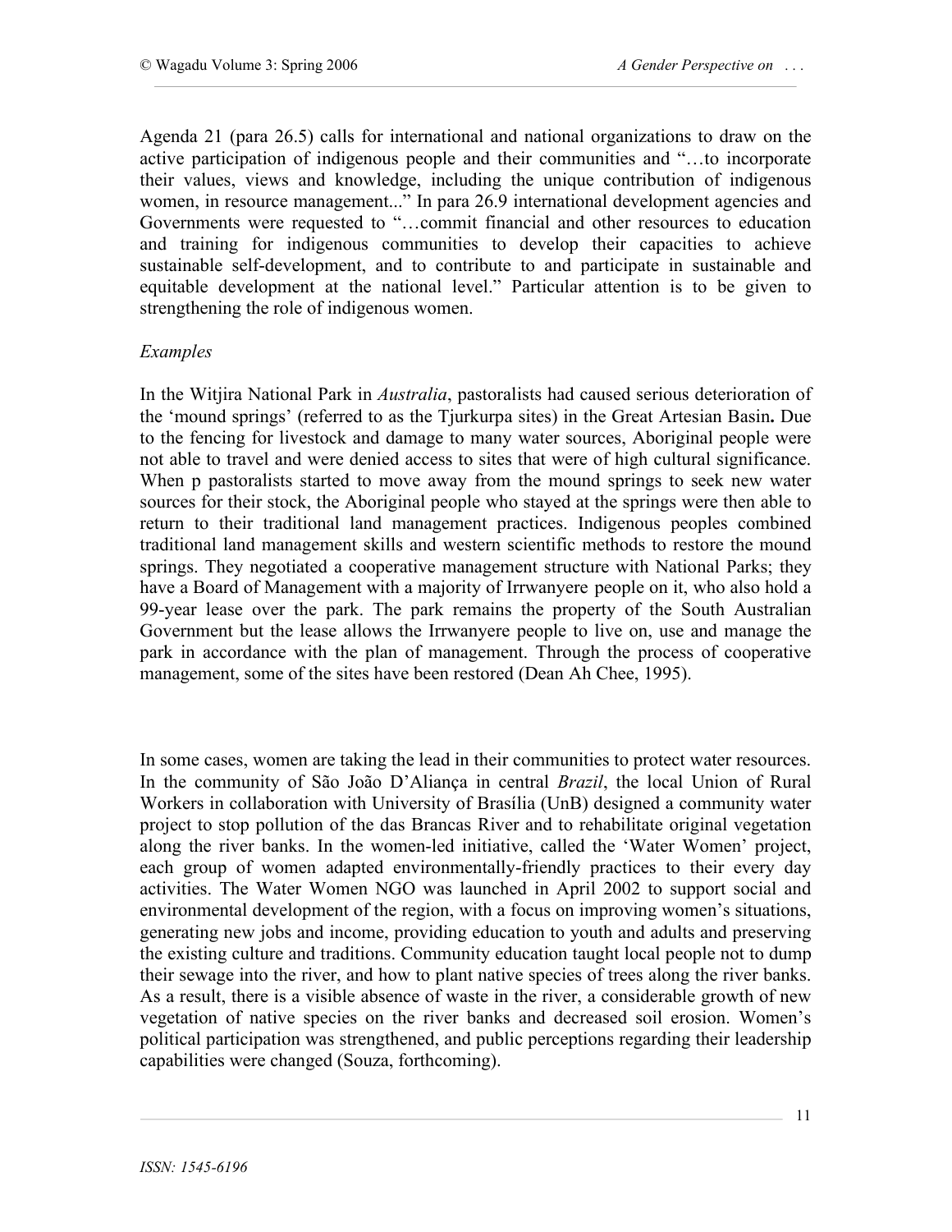Agenda 21 (para 26.5) calls for international and national organizations to draw on the active participation of indigenous people and their communities and "…to incorporate their values, views and knowledge, including the unique contribution of indigenous women, in resource management..." In para 26.9 international development agencies and Governments were requested to "…commit financial and other resources to education and training for indigenous communities to develop their capacities to achieve sustainable self-development, and to contribute to and participate in sustainable and equitable development at the national level." Particular attention is to be given to strengthening the role of indigenous women.

*Examples*

In the Witjira National Park in *Australia*, pastoralists had caused serious deterioration of the 'mound springs' (referred to as the Tjurkurpa sites) in the Great Artesian Basin**.** Due to the fencing for livestock and damage to many water sources, Aboriginal people were not able to travel and were denied access to sites that were of high cultural significance. When p pastoralists started to move away from the mound springs to seek new water sources for their stock, the Aboriginal people who stayed at the springs were then able to return to their traditional land management practices. Indigenous peoples combined traditional land management skills and western scientific methods to restore the mound springs. They negotiated a cooperative management structure with National Parks; they have a Board of Management with a majority of Irrwanyere people on it, who also hold a 99-year lease over the park. The park remains the property of the South Australian Government but the lease allows the Irrwanyere people to live on, use and manage the park in accordance with the plan of management. Through the process of cooperative management, some of the sites have been restored (Dean Ah Chee, 1995).

In some cases, women are taking the lead in their communities to protect water resources. In the community of São João D'Aliança in central *Brazil*, the local Union of Rural Workers in collaboration with University of Brasília (UnB) designed a community water project to stop pollution of the das Brancas River and to rehabilitate original vegetation along the river banks. In the women-led initiative, called the 'Water Women' project, each group of women adapted environmentally-friendly practices to their every day activities. The Water Women NGO was launched in April 2002 to support social and environmental development of the region, with a focus on improving women's situations, generating new jobs and income, providing education to youth and adults and preserving the existing culture and traditions. Community education taught local people not to dump their sewage into the river, and how to plant native species of trees along the river banks. As a result, there is a visible absence of waste in the river, a considerable growth of new vegetation of native species on the river banks and decreased soil erosion. Women's political participation was strengthened, and public perceptions regarding their leadership capabilities were changed (Souza, forthcoming).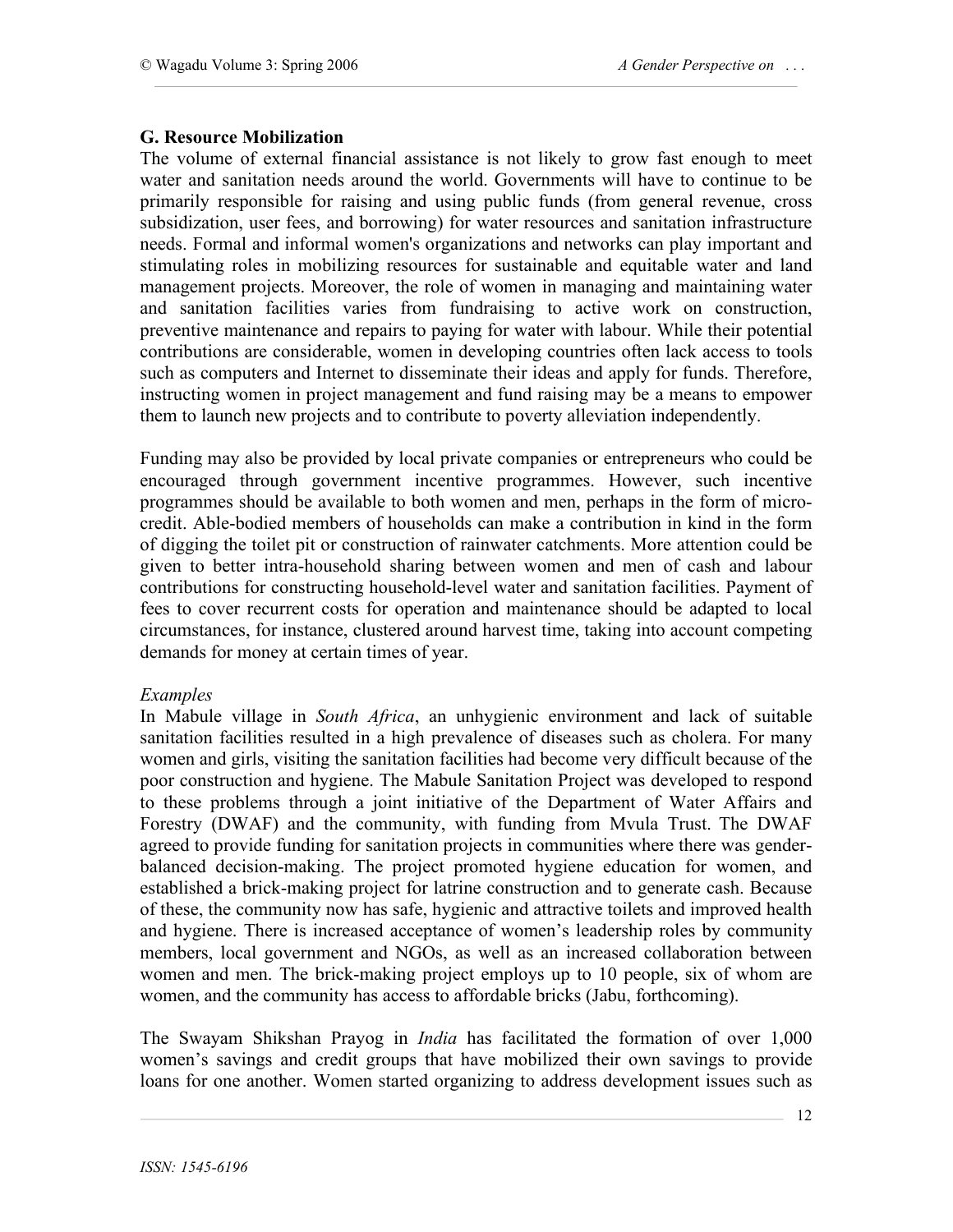### G. Resource Mobilization

The volume of external financial assistance is not likely to grow fast enough to meet water and sanitation needs around the world. Governments will have to continue to be primarily responsible for raising and using public funds (from general revenue, cross subsidization, user fees, and borrowing) for water resources and sanitation infrastructure needs. Formal and informal women's organizations and networks can play important and stimulating roles in mobilizing resources for sustainable and equitable water and land management projects. Moreover, the role of women in managing and maintaining water and sanitation facilities varies from fundraising to active work on construction, preventive maintenance and repairs to paying for water with labour. While their potential contributions are considerable, women in developing countries often lack access to tools such as computers and Internet to disseminate their ideas and apply for funds. Therefore, instructing women in project management and fund raising may be a means to empower them to launch new projects and to contribute to poverty alleviation independently.

Funding may also be provided by local private companies or entrepreneurs who could be encouraged through government incentive programmes. However, such incentive programmes should be available to both women and men, perhaps in the form of micro-credit. Able-bodied members of households can make a contribution in kind in the form of digging the toilet pit or construction of rainwater catchments. More attention could be given to better intra-household sharing between women and men of cash and labour contributions for constructing household-level water and sanitation facilities. Payment of fees to cover recurrent costs for operation and maintenance should be adapted to local circumstances, for instance, clustered around harvest time, taking into account competing demands for money at certain times of year.

*Examples*

In Mabule village in *South Africa*, an unhygienic environment and lack of suitable sanitation facilities resulted in a high prevalence of diseases such as cholera. For many women and girls, visiting the sanitation facilities had become very difficult because of the poor construction and hygiene. The Mabule Sanitation Project was developed to respond to these problems through a joint initiative of the Department of Water Affairs and Forestry (DWAF) and the community, with funding from Mvula Trust. The DWAF agreed to provide funding for sanitation projects in communities where there was gender-balanced decision-making. The project promoted hygiene education for women, and established a brick-making project for latrine construction and to generate cash. Because of these, the community now has safe, hygienic and attractive toilets and improved health and hygiene. There is increased acceptance of women's leadership roles by community members, local government and NGOs, as well as an increased collaboration between women and men. The brick-making project employs up to 10 people, six of whom are women, and the community has access to affordable bricks (Jabu, forthcoming).

The Swayam Shikshan Prayog in *India* has facilitated the formation of over 1,000 women's savings and credit groups that have mobilized their own savings to provide loans for one another. Women started organizing to address development issues such as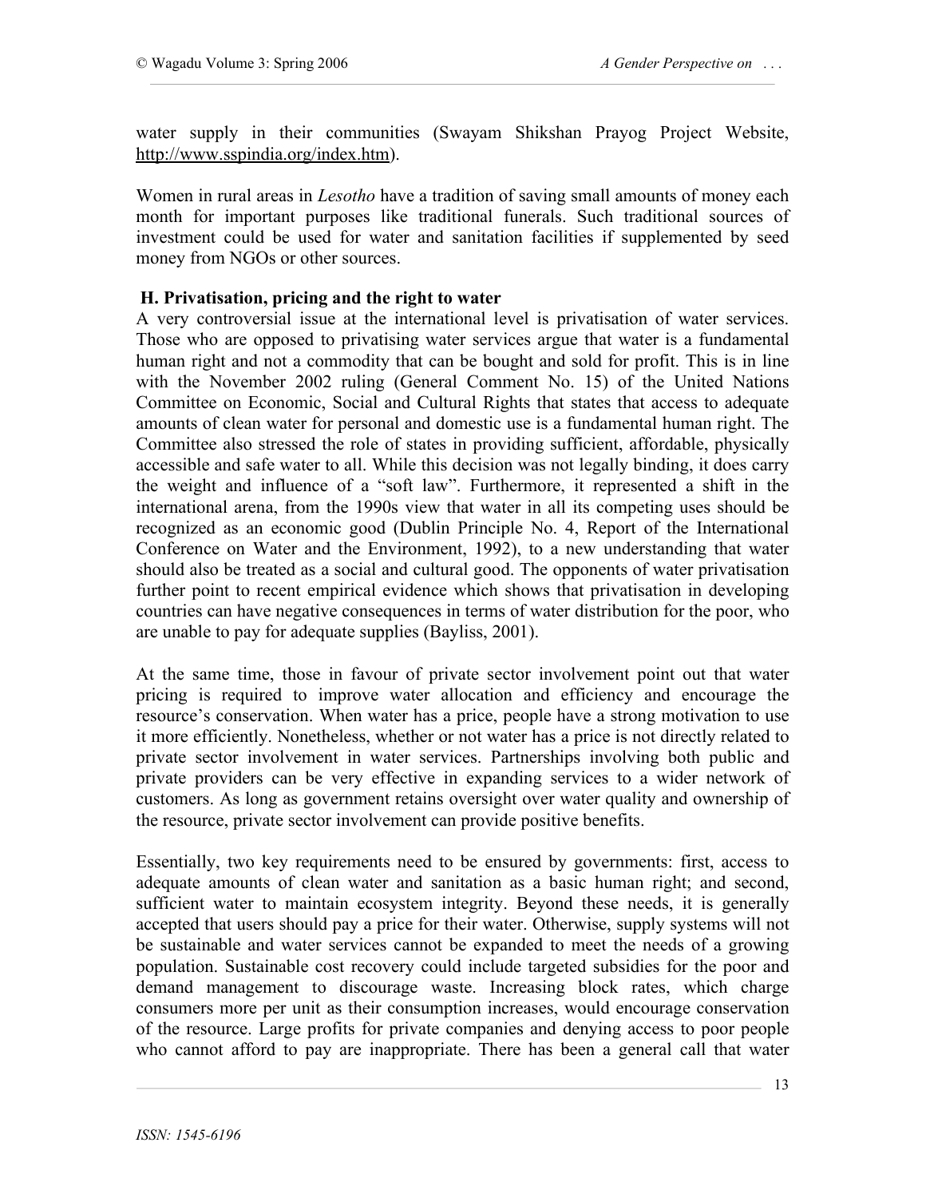water supply in their communities (Swayam Shikshan Prayog Project Website, http://www.sspindia.org/index.htm).

Women in rural areas in *Lesotho* have a tradition of saving small amounts of money each month for important purposes like traditional funerals. Such traditional sources of investment could be used for water and sanitation facilities if supplemented by seed money from NGOs or other sources.

### H. Privatisation, pricing and the right to water

A very controversial issue at the international level is privatisation of water services. Those who are opposed to privatising water services argue that water is a fundamental human right and not a commodity that can be bought and sold for profit. This is in line with the November 2002 ruling (General Comment No. 15) of the United Nations Committee on Economic, Social and Cultural Rights that states that access to adequate amounts of clean water for personal and domestic use is a fundamental human right. The Committee also stressed the role of states in providing sufficient, affordable, physically accessible and safe water to all. While this decision was not legally binding, it does carry the weight and influence of a "soft law". Furthermore, it represented a shift in the international arena, from the 1990s view that water in all its competing uses should be recognized as an economic good (Dublin Principle No. 4, Report of the International Conference on Water and the Environment, 1992), to a new understanding that water should also be treated as a social and cultural good. The opponents of water privatisation further point to recent empirical evidence which shows that privatisation in developing countries can have negative consequences in terms of water distribution for the poor, who are unable to pay for adequate supplies (Bayliss, 2001).

At the same time, those in favour of private sector involvement point out that water pricing is required to improve water allocation and efficiency and encourage the resource's conservation. When water has a price, people have a strong motivation to use it more efficiently. Nonetheless, whether or not water has a price is not directly related to private sector involvement in water services. Partnerships involving both public and private providers can be very effective in expanding services to a wider network of customers. As long as government retains oversight over water quality and ownership of the resource, private sector involvement can provide positive benefits.

Essentially, two key requirements need to be ensured by governments: first, access to adequate amounts of clean water and sanitation as a basic human right; and second, sufficient water to maintain ecosystem integrity. Beyond these needs, it is generally accepted that users should pay a price for their water. Otherwise, supply systems will not be sustainable and water services cannot be expanded to meet the needs of a growing population. Sustainable cost recovery could include targeted subsidies for the poor and demand management to discourage waste. Increasing block rates, which charge consumers more per unit as their consumption increases, would encourage conservation of the resource. Large profits for private companies and denying access to poor people who cannot afford to pay are inappropriate. There has been a general call that water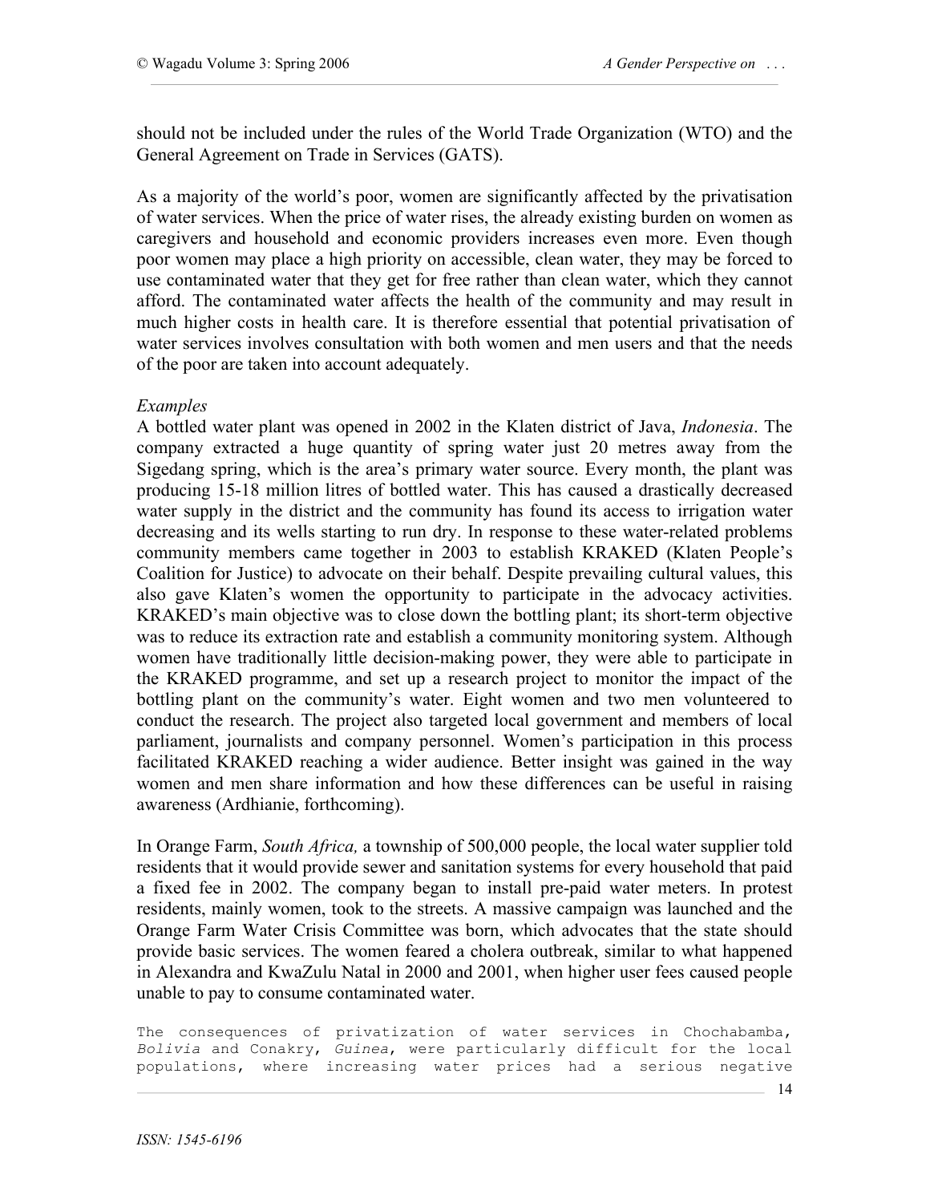should not be included under the rules of the World Trade Organization (WTO) and the General Agreement on Trade in Services (GATS).

As a majority of the world's poor, women are significantly affected by the privatisation of water services. When the price of water rises, the already existing burden on women as caregivers and household and economic providers increases even more. Even though poor women may place a high priority on accessible, clean water, they may be forced to use contaminated water that they get for free rather than clean water, which they cannot afford. The contaminated water affects the health of the community and may result in much higher costs in health care. It is therefore essential that potential privatisation of water services involves consultation with both women and men users and that the needs of the poor are taken into account adequately.

*Examples*

A bottled water plant was opened in 2002 in the Klaten district of Java, *Indonesia*. The company extracted a huge quantity of spring water just 20 metres away from the Sigedang spring, which is the area's primary water source. Every month, the plant was producing 15-18 million litres of bottled water. This has caused a drastically decreased water supply in the district and the community has found its access to irrigation water decreasing and its wells starting to run dry. In response to these water-related problems community members came together in 2003 to establish KRAKED (Klaten People's Coalition for Justice) to advocate on their behalf. Despite prevailing cultural values, this also gave Klaten's women the opportunity to participate in the advocacy activities. KRAKED's main objective was to close down the bottling plant; its short-term objective was to reduce its extraction rate and establish a community monitoring system. Although women have traditionally little decision-making power, they were able to participate in the KRAKED programme, and set up a research project to monitor the impact of the bottling plant on the community's water. Eight women and two men volunteered to conduct the research. The project also targeted local government and members of local parliament, journalists and company personnel. Women's participation in this process facilitated KRAKED reaching a wider audience. Better insight was gained in the way women and men share information and how these differences can be useful in raising awareness (Ardhianie, forthcoming).

In Orange Farm, *South Africa,* a township of 500,000 people, the local water supplier told residents that it would provide sewer and sanitation systems for every household that paid a fixed fee in 2002. The company began to install pre-paid water meters. In protest residents, mainly women, took to the streets. A massive campaign was launched and the Orange Farm Water Crisis Committee was born, which advocates that the state should provide basic services. The women feared a cholera outbreak, similar to what happened in Alexandra and KwaZulu Natal in 2000 and 2001, when higher user fees caused people unable to pay to consume contaminated water.

The consequences of privatization of water services in Chochabamba, *Bolivia* and Conakry, *Guinea*, were particularly difficult for the local populations, where increasing water prices had a serious negative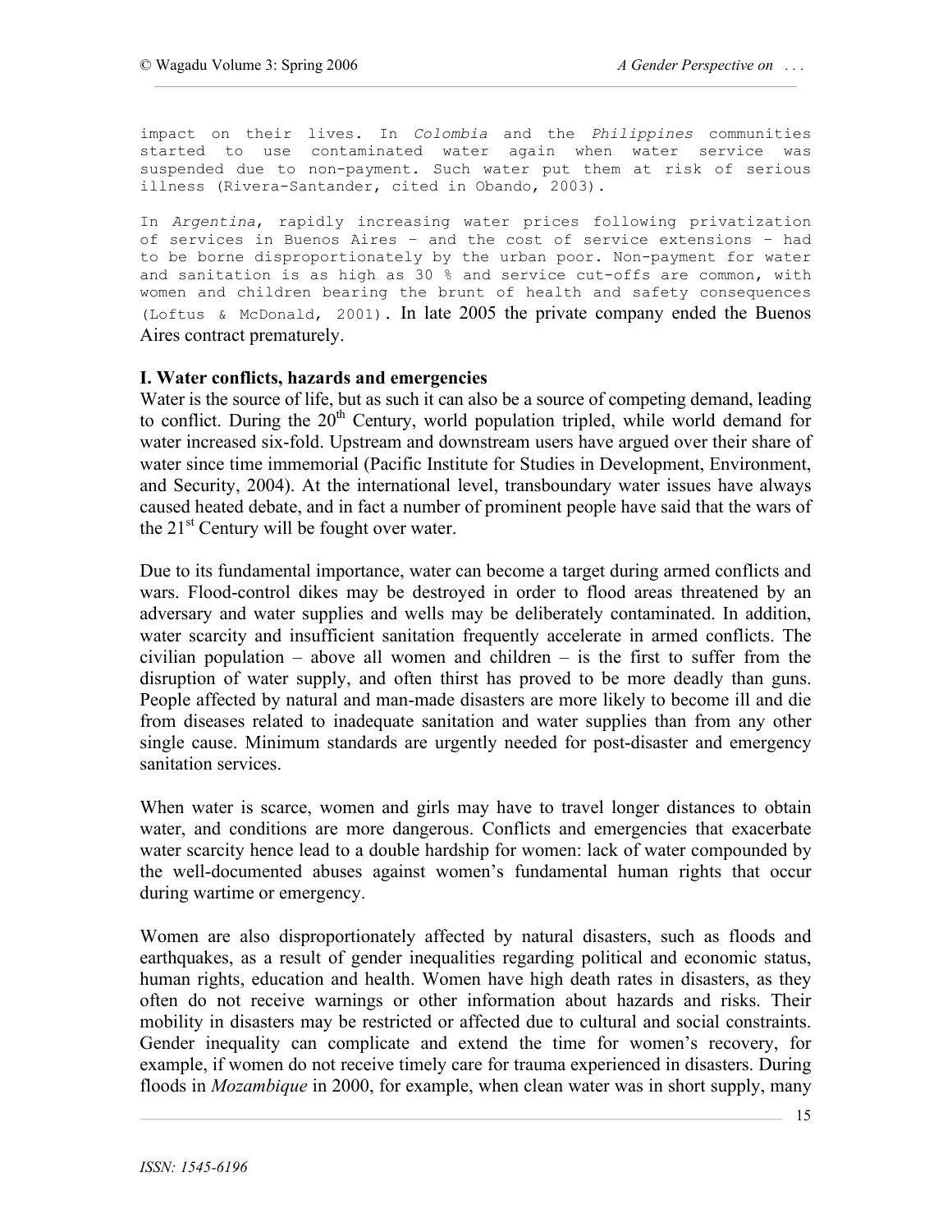impact on their lives. In *Colombia* and the *Philippines* communities started to use contaminated water again when water service was suspended due to non-payment. Such water put them at risk of serious illness (Rivera-Santander, cited in Obando, 2003).

In *Argentina*, rapidly increasing water prices following privatization of services in Buenos Aires – and the cost of service extensions – had to be borne disproportionately by the urban poor. Non-payment for water and sanitation is as high as 30 % and service cut-offs are common, with women and children bearing the brunt of health and safety consequences (Loftus & McDonald, 2001). In late 2005 the private company ended the Buenos Aires contract prematurely.

**I. Water conflicts, hazards and emergencies**

Water is the source of life, but as such it can also be a source of competing demand, leading to conflict. During the 20th Century, world population tripled, while world demand for water increased six-fold. Upstream and downstream users have argued over their share of water since time immemorial (Pacific Institute for Studies in Development, Environment, and Security, 2004). At the international level, transboundary water issues have always caused heated debate, and in fact a number of prominent people have said that the wars of the 21st Century will be fought over water.

Due to its fundamental importance, water can become a target during armed conflicts and wars. Flood-control dikes may be destroyed in order to flood areas threatened by an adversary and water supplies and wells may be deliberately contaminated. In addition, water scarcity and insufficient sanitation frequently accelerate in armed conflicts. The civilian population – above all women and children – is the first to suffer from the disruption of water supply, and often thirst has proved to be more deadly than guns. People affected by natural and man-made disasters are more likely to become ill and die from diseases related to inadequate sanitation and water supplies than from any other single cause. Minimum standards are urgently needed for post-disaster and emergency sanitation services.

When water is scarce, women and girls may have to travel longer distances to obtain water, and conditions are more dangerous. Conflicts and emergencies that exacerbate water scarcity hence lead to a double hardship for women: lack of water compounded by the well-documented abuses against women's fundamental human rights that occur during wartime or emergency.

Women are also disproportionately affected by natural disasters, such as floods and earthquakes, as a result of gender inequalities regarding political and economic status, human rights, education and health. Women have high death rates in disasters, as they often do not receive warnings or other information about hazards and risks. Their mobility in disasters may be restricted or affected due to cultural and social constraints. Gender inequality can complicate and extend the time for women's recovery, for example, if women do not receive timely care for trauma experienced in disasters. During floods in *Mozambique* in 2000, for example, when clean water was in short supply, many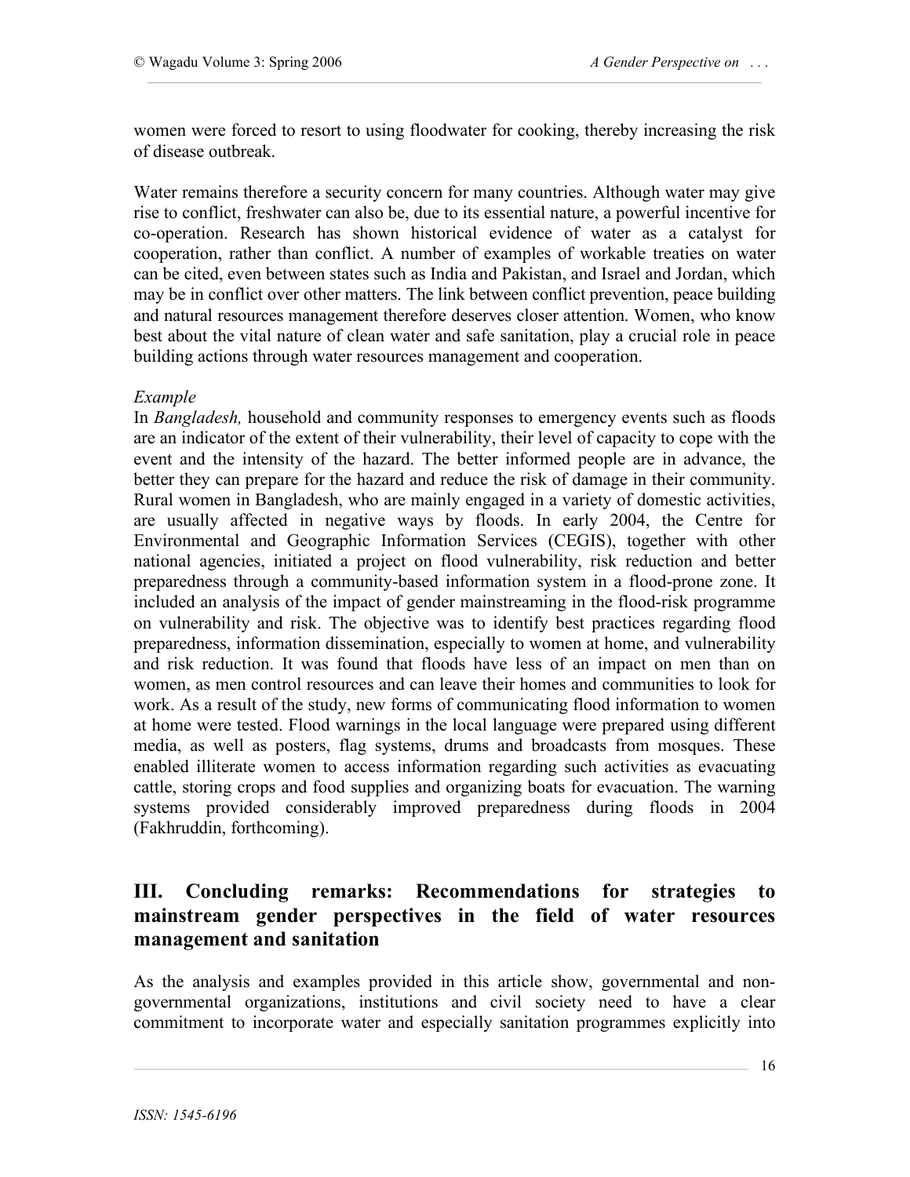women were forced to resort to using floodwater for cooking, thereby increasing the risk of disease outbreak.

Water remains therefore a security concern for many countries. Although water may give rise to conflict, freshwater can also be, due to its essential nature, a powerful incentive for co-operation. Research has shown historical evidence of water as a catalyst for cooperation, rather than conflict. A number of examples of workable treaties on water can be cited, even between states such as India and Pakistan, and Israel and Jordan, which may be in conflict over other matters. The link between conflict prevention, peace building and natural resources management therefore deserves closer attention. Women, who know best about the vital nature of clean water and safe sanitation, play a crucial role in peace building actions through water resources management and cooperation.

*Example*
In *Bangladesh,* household and community responses to emergency events such as floods are an indicator of the extent of their vulnerability, their level of capacity to cope with the event and the intensity of the hazard. The better informed people are in advance, the better they can prepare for the hazard and reduce the risk of damage in their community. Rural women in Bangladesh, who are mainly engaged in a variety of domestic activities, are usually affected in negative ways by floods. In early 2004, the Centre for Environmental and Geographic Information Services (CEGIS), together with other national agencies, initiated a project on flood vulnerability, risk reduction and better preparedness through a community-based information system in a flood-prone zone. It included an analysis of the impact of gender mainstreaming in the flood-risk programme on vulnerability and risk. The objective was to identify best practices regarding flood preparedness, information dissemination, especially to women at home, and vulnerability and risk reduction. It was found that floods have less of an impact on men than on women, as men control resources and can leave their homes and communities to look for work. As a result of the study, new forms of communicating flood information to women at home were tested. Flood warnings in the local language were prepared using different media, as well as posters, flag systems, drums and broadcasts from mosques. These enabled illiterate women to access information regarding such activities as evacuating cattle, storing crops and food supplies and organizing boats for evacuation. The warning systems provided considerably improved preparedness during floods in 2004 (Fakhruddin, forthcoming).

## III. Concluding remarks: Recommendations for strategies to mainstream gender perspectives in the field of water resources management and sanitation

As the analysis and examples provided in this article show, governmental and non-governmental organizations, institutions and civil society need to have a clear commitment to incorporate water and especially sanitation programmes explicitly into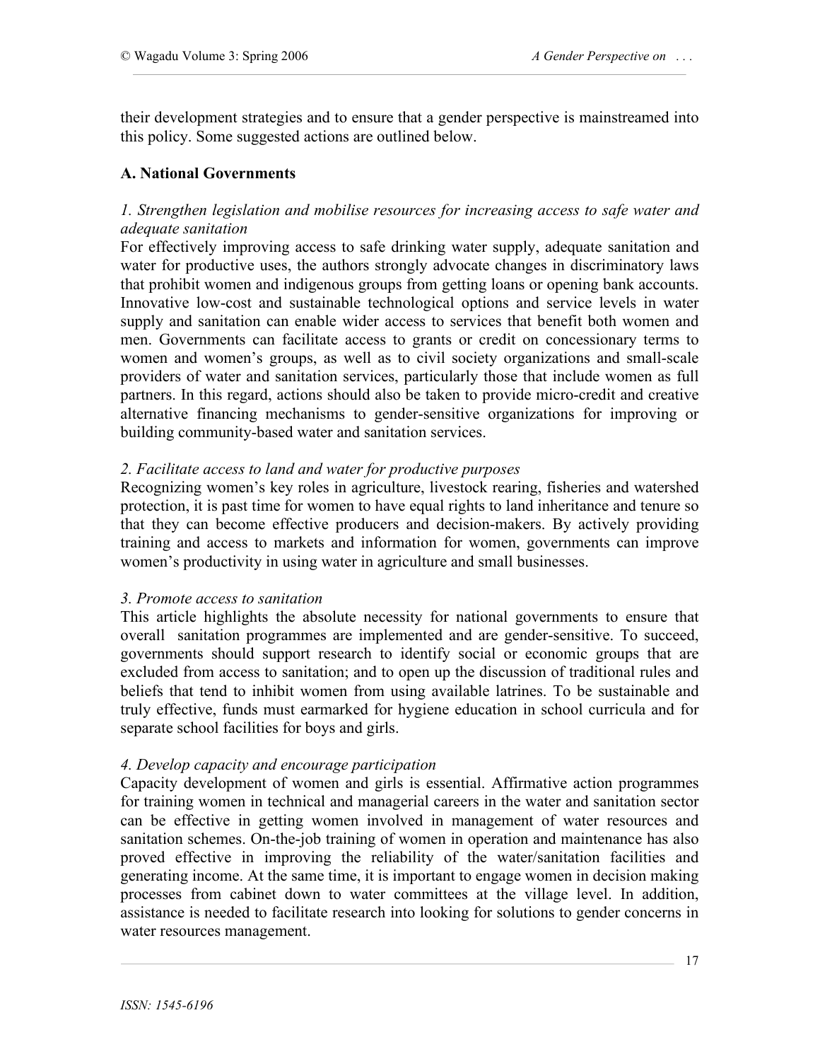their development strategies and to ensure that a gender perspective is mainstreamed into this policy. Some suggested actions are outlined below.

**A. National Governments**

*1. Strengthen legislation and mobilise resources for increasing access to safe water and adequate sanitation*

For effectively improving access to safe drinking water supply, adequate sanitation and water for productive uses, the authors strongly advocate changes in discriminatory laws that prohibit women and indigenous groups from getting loans or opening bank accounts. Innovative low-cost and sustainable technological options and service levels in water supply and sanitation can enable wider access to services that benefit both women and men. Governments can facilitate access to grants or credit on concessionary terms to women and women's groups, as well as to civil society organizations and small-scale providers of water and sanitation services, particularly those that include women as full partners. In this regard, actions should also be taken to provide micro-credit and creative alternative financing mechanisms to gender-sensitive organizations for improving or building community-based water and sanitation services.

*2. Facilitate access to land and water for productive purposes*

Recognizing women's key roles in agriculture, livestock rearing, fisheries and watershed protection, it is past time for women to have equal rights to land inheritance and tenure so that they can become effective producers and decision-makers. By actively providing training and access to markets and information for women, governments can improve women's productivity in using water in agriculture and small businesses.

*3. Promote access to sanitation*

This article highlights the absolute necessity for national governments to ensure that overall sanitation programmes are implemented and are gender-sensitive. To succeed, governments should support research to identify social or economic groups that are excluded from access to sanitation; and to open up the discussion of traditional rules and beliefs that tend to inhibit women from using available latrines. To be sustainable and truly effective, funds must earmarked for hygiene education in school curricula and for separate school facilities for boys and girls.

*4. Develop capacity and encourage participation*

Capacity development of women and girls is essential. Affirmative action programmes for training women in technical and managerial careers in the water and sanitation sector can be effective in getting women involved in management of water resources and sanitation schemes. On-the-job training of women in operation and maintenance has also proved effective in improving the reliability of the water/sanitation facilities and generating income. At the same time, it is important to engage women in decision making processes from cabinet down to water committees at the village level. In addition, assistance is needed to facilitate research into looking for solutions to gender concerns in water resources management.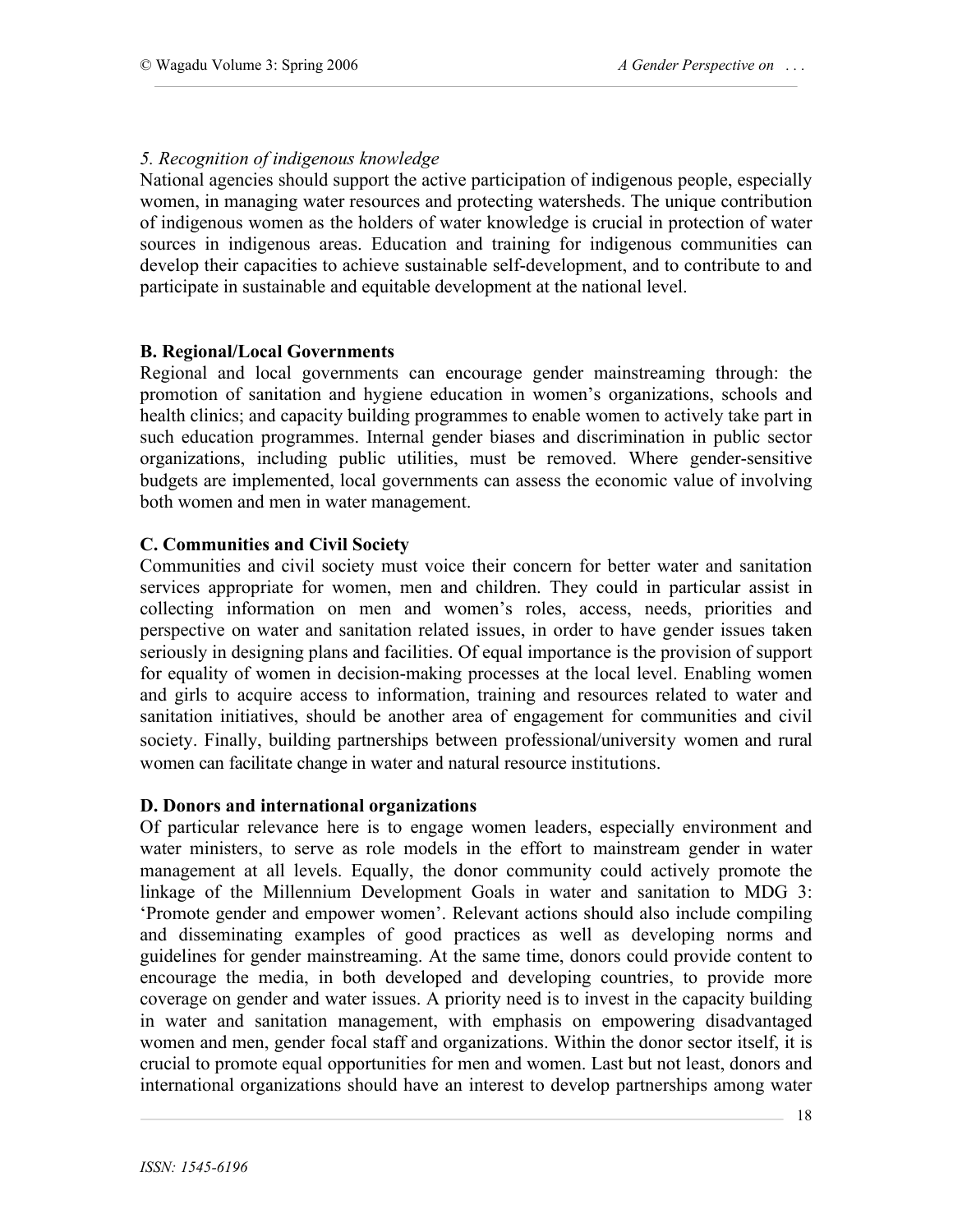*5. Recognition of indigenous knowledge*

National agencies should support the active participation of indigenous people, especially women, in managing water resources and protecting watersheds. The unique contribution of indigenous women as the holders of water knowledge is crucial in protection of water sources in indigenous areas. Education and training for indigenous communities can develop their capacities to achieve sustainable self-development, and to contribute to and participate in sustainable and equitable development at the national level.

**B. Regional/Local Governments**

Regional and local governments can encourage gender mainstreaming through: the promotion of sanitation and hygiene education in women's organizations, schools and health clinics; and capacity building programmes to enable women to actively take part in such education programmes. Internal gender biases and discrimination in public sector organizations, including public utilities, must be removed. Where gender-sensitive budgets are implemented, local governments can assess the economic value of involving both women and men in water management.

**C. Communities and Civil Society**

Communities and civil society must voice their concern for better water and sanitation services appropriate for women, men and children. They could in particular assist in collecting information on men and women's roles, access, needs, priorities and perspective on water and sanitation related issues, in order to have gender issues taken seriously in designing plans and facilities. Of equal importance is the provision of support for equality of women in decision-making processes at the local level. Enabling women and girls to acquire access to information, training and resources related to water and sanitation initiatives, should be another area of engagement for communities and civil society. Finally, building partnerships between professional/university women and rural women can facilitate change in water and natural resource institutions.

**D. Donors and international organizations**

Of particular relevance here is to engage women leaders, especially environment and water ministers, to serve as role models in the effort to mainstream gender in water management at all levels. Equally, the donor community could actively promote the linkage of the Millennium Development Goals in water and sanitation to MDG 3: 'Promote gender and empower women'. Relevant actions should also include compiling and disseminating examples of good practices as well as developing norms and guidelines for gender mainstreaming. At the same time, donors could provide content to encourage the media, in both developed and developing countries, to provide more coverage on gender and water issues. A priority need is to invest in the capacity building in water and sanitation management, with emphasis on empowering disadvantaged women and men, gender focal staff and organizations. Within the donor sector itself, it is crucial to promote equal opportunities for men and women. Last but not least, donors and international organizations should have an interest to develop partnerships among water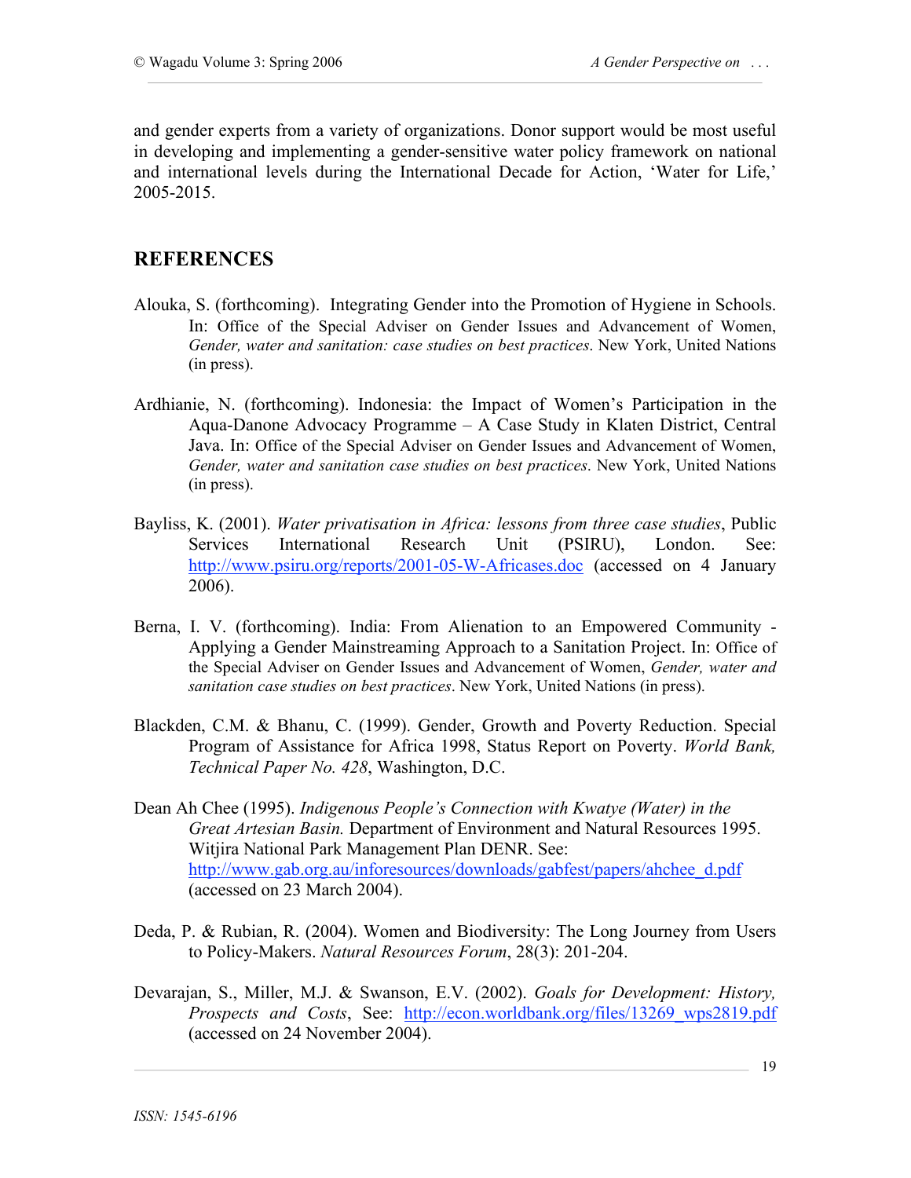and gender experts from a variety of organizations. Donor support would be most useful in developing and implementing a gender-sensitive water policy framework on national and international levels during the International Decade for Action, 'Water for Life,' 2005-2015.

## REFERENCES

Alouka, S. (forthcoming). Integrating Gender into the Promotion of Hygiene in Schools. In: Office of the Special Adviser on Gender Issues and Advancement of Women, *Gender, water and sanitation: case studies on best practices*. New York, United Nations (in press).

Ardhianie, N. (forthcoming). Indonesia: the Impact of Women's Participation in the Aqua-Danone Advocacy Programme – A Case Study in Klaten District, Central Java. In: Office of the Special Adviser on Gender Issues and Advancement of Women, *Gender, water and sanitation case studies on best practices*. New York, United Nations (in press).

Bayliss, K. (2001). *Water privatisation in Africa: lessons from three case studies*, Public Services International Research Unit (PSIRU), London. See: http://www.psiru.org/reports/2001-05-W-Africases.doc (accessed on 4 January 2006).

Berna, I. V. (forthcoming). India: From Alienation to an Empowered Community - Applying a Gender Mainstreaming Approach to a Sanitation Project. In: Office of the Special Adviser on Gender Issues and Advancement of Women, *Gender, water and sanitation case studies on best practices*. New York, United Nations (in press).

Blackden, C.M. & Bhanu, C. (1999). Gender, Growth and Poverty Reduction. Special Program of Assistance for Africa 1998, Status Report on Poverty. *World Bank, Technical Paper No. 428*, Washington, D.C.

Dean Ah Chee (1995). *Indigenous People's Connection with Kwatye (Water) in the Great Artesian Basin.* Department of Environment and Natural Resources 1995. Witjira National Park Management Plan DENR. See: http://www.gab.org.au/inforesources/downloads/gabfest/papers/ahchee_d.pdf (accessed on 23 March 2004).

Deda, P. & Rubian, R. (2004). Women and Biodiversity: The Long Journey from Users to Policy-Makers. *Natural Resources Forum*, 28(3): 201-204.

Devarajan, S., Miller, M.J. & Swanson, E.V. (2002). *Goals for Development: History, Prospects and Costs*, See: http://econ.worldbank.org/files/13269_wps2819.pdf (accessed on 24 November 2004).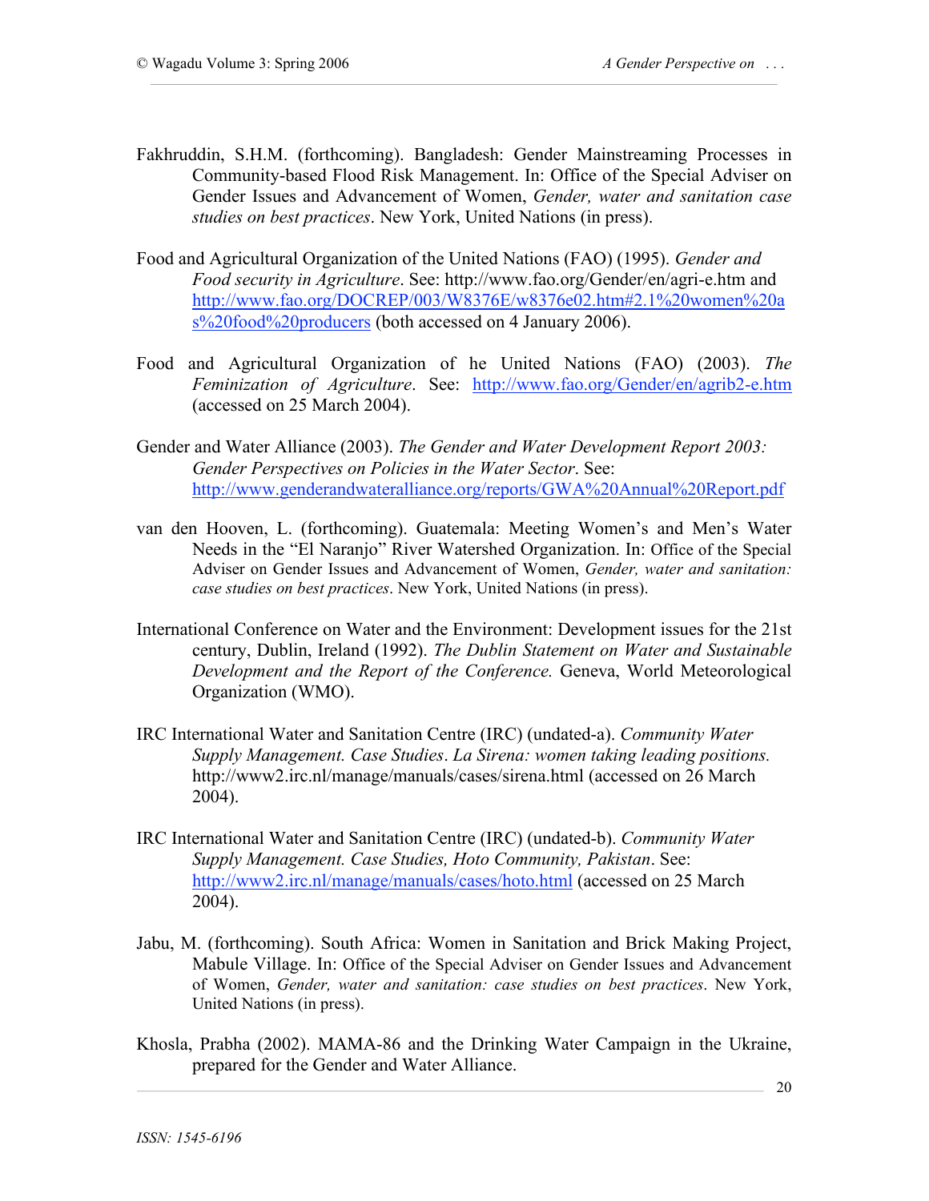Fakhruddin, S.H.M. (forthcoming). Bangladesh: Gender Mainstreaming Processes in Community-based Flood Risk Management. In: Office of the Special Adviser on Gender Issues and Advancement of Women, *Gender, water and sanitation case studies on best practices*. New York, United Nations (in press).

Food and Agricultural Organization of the United Nations (FAO) (1995). *Gender and Food security in Agriculture*. See: http://www.fao.org/Gender/en/agri-e.htm and http://www.fao.org/DOCREP/003/W8376E/w8376e02.htm#2.1%20women%20as%20food%20producers (both accessed on 4 January 2006).

Food and Agricultural Organization of he United Nations (FAO) (2003). *The Feminization of Agriculture*. See: http://www.fao.org/Gender/en/agrib2-e.htm (accessed on 25 March 2004).

Gender and Water Alliance (2003). *The Gender and Water Development Report 2003: Gender Perspectives on Policies in the Water Sector*. See: http://www.genderandwateralliance.org/reports/GWA%20Annual%20Report.pdf

van den Hooven, L. (forthcoming). Guatemala: Meeting Women's and Men's Water Needs in the "El Naranjo" River Watershed Organization. In: Office of the Special Adviser on Gender Issues and Advancement of Women, *Gender, water and sanitation: case studies on best practices*. New York, United Nations (in press).

International Conference on Water and the Environment: Development issues for the 21st century, Dublin, Ireland (1992). *The Dublin Statement on Water and Sustainable Development and the Report of the Conference.* Geneva, World Meteorological Organization (WMO).

IRC International Water and Sanitation Centre (IRC) (undated-a). *Community Water Supply Management. Case Studies*. *La Sirena: women taking leading positions.* http://www2.irc.nl/manage/manuals/cases/sirena.html (accessed on 26 March 2004).

IRC International Water and Sanitation Centre (IRC) (undated-b). *Community Water Supply Management. Case Studies, Hoto Community, Pakistan*. See: http://www2.irc.nl/manage/manuals/cases/hoto.html (accessed on 25 March 2004).

Jabu, M. (forthcoming). South Africa: Women in Sanitation and Brick Making Project, Mabule Village. In: Office of the Special Adviser on Gender Issues and Advancement of Women, *Gender, water and sanitation: case studies on best practices*. New York, United Nations (in press).

Khosla, Prabha (2002). MAMA-86 and the Drinking Water Campaign in the Ukraine, prepared for the Gender and Water Alliance.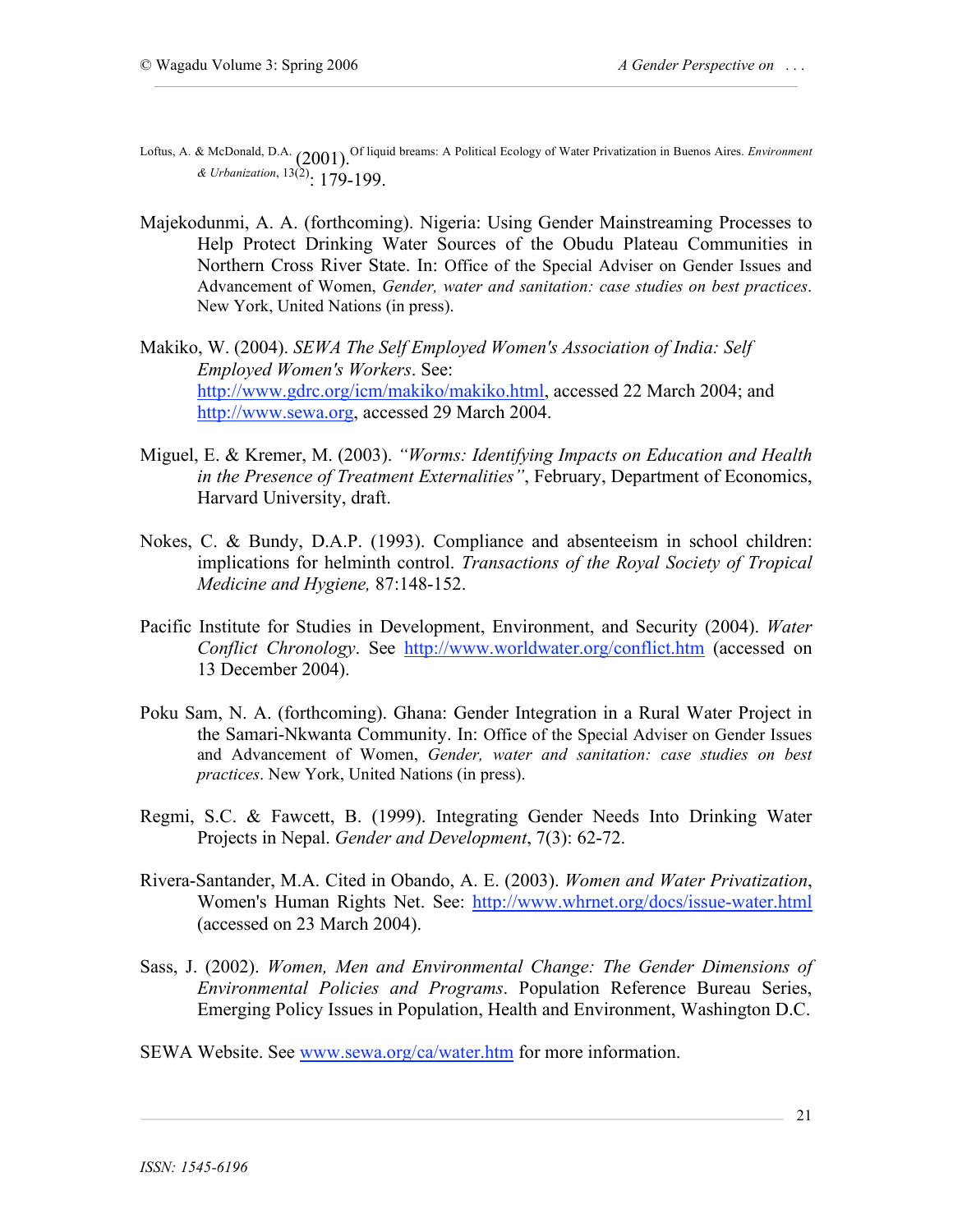Loftus, A. & McDonald, D.A. (2001). Of liquid breams: A Political Ecology of Water Privatization in Buenos Aires. *Environment & Urbanization*, 13(2): 179-199.

Majekodunmi, A. A. (forthcoming). Nigeria: Using Gender Mainstreaming Processes to Help Protect Drinking Water Sources of the Obudu Plateau Communities in Northern Cross River State. In: Office of the Special Adviser on Gender Issues and Advancement of Women, *Gender, water and sanitation: case studies on best practices*. New York, United Nations (in press).

Makiko, W. (2004). *SEWA The Self Employed Women's Association of India: Self Employed Women's Workers*. See: http://www.gdrc.org/icm/makiko/makiko.html, accessed 22 March 2004; and http://www.sewa.org, accessed 29 March 2004.

Miguel, E. & Kremer, M. (2003). *"Worms: Identifying Impacts on Education and Health in the Presence of Treatment Externalities"*, February, Department of Economics, Harvard University, draft.

Nokes, C. & Bundy, D.A.P. (1993). Compliance and absenteeism in school children: implications for helminth control. *Transactions of the Royal Society of Tropical Medicine and Hygiene,* 87:148-152.

Pacific Institute for Studies in Development, Environment, and Security (2004). *Water Conflict Chronology*. See http://www.worldwater.org/conflict.htm (accessed on 13 December 2004).

Poku Sam, N. A. (forthcoming). Ghana: Gender Integration in a Rural Water Project in the Samari-Nkwanta Community. In: Office of the Special Adviser on Gender Issues and Advancement of Women, *Gender, water and sanitation: case studies on best practices*. New York, United Nations (in press).

Regmi, S.C. & Fawcett, B. (1999). Integrating Gender Needs Into Drinking Water Projects in Nepal. *Gender and Development*, 7(3): 62-72.

Rivera-Santander, M.A. Cited in Obando, A. E. (2003). *Women and Water Privatization*, Women's Human Rights Net. See: http://www.whrnet.org/docs/issue-water.html (accessed on 23 March 2004).

Sass, J. (2002). *Women, Men and Environmental Change: The Gender Dimensions of Environmental Policies and Programs*. Population Reference Bureau Series, Emerging Policy Issues in Population, Health and Environment, Washington D.C.

SEWA Website. See www.sewa.org/ca/water.htm for more information.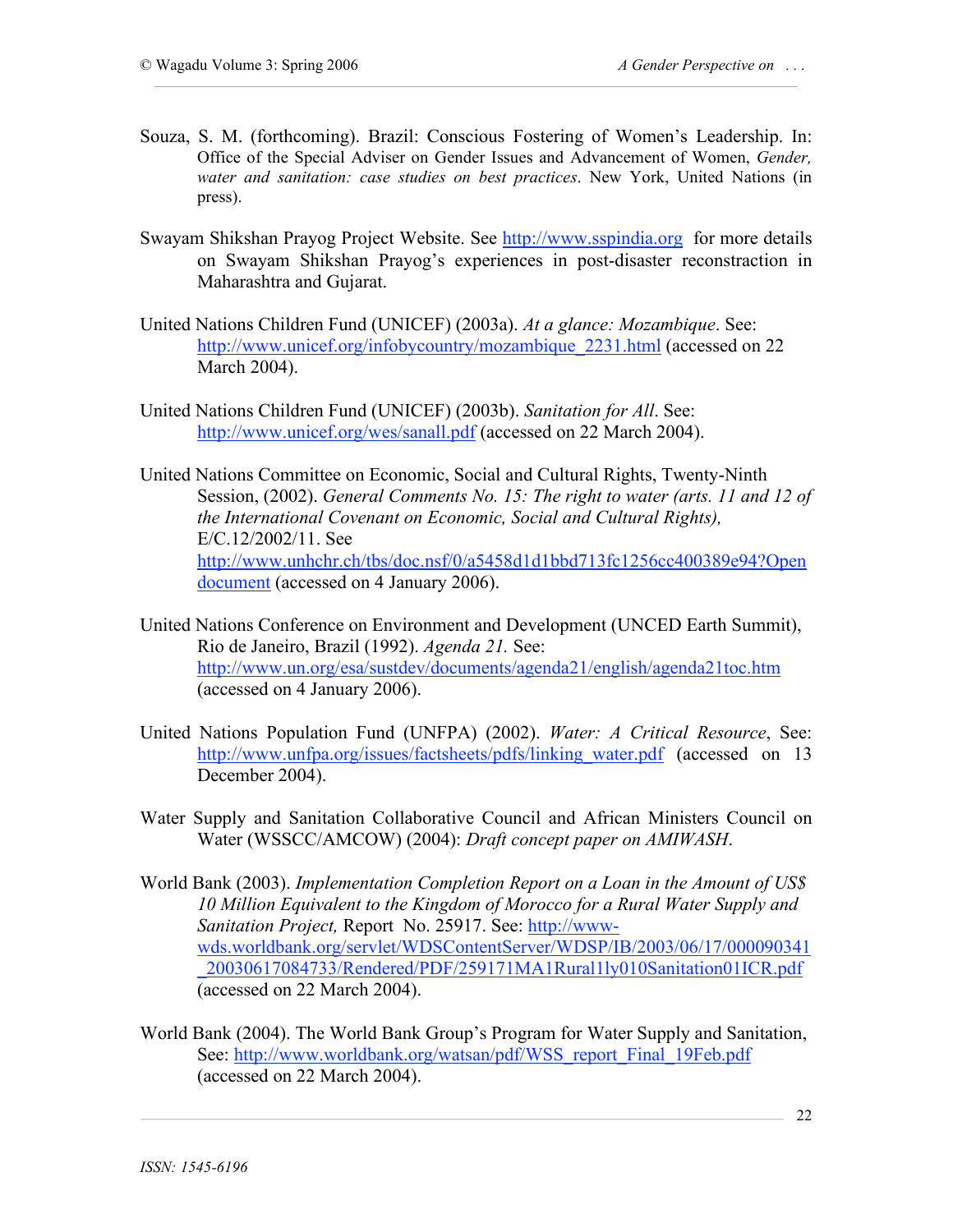Souza, S. M. (forthcoming). Brazil: Conscious Fostering of Women's Leadership. In: Office of the Special Adviser on Gender Issues and Advancement of Women, *Gender, water and sanitation: case studies on best practices*. New York, United Nations (in press).

Swayam Shikshan Prayog Project Website. See http://www.sspindia.org for more details on Swayam Shikshan Prayog's experiences in post-disaster reconstruction in Maharashtra and Gujarat.

United Nations Children Fund (UNICEF) (2003a). *At a glance: Mozambique*. See: http://www.unicef.org/infobycountry/mozambique_2231.html (accessed on 22 March 2004).

United Nations Children Fund (UNICEF) (2003b). *Sanitation for All*. See: http://www.unicef.org/wes/sanall.pdf (accessed on 22 March 2004).

United Nations Committee on Economic, Social and Cultural Rights, Twenty-Ninth Session, (2002). *General Comments No. 15: The right to water (arts. 11 and 12 of the International Covenant on Economic, Social and Cultural Rights),* E/C.12/2002/11. See http://www.unhchr.ch/tbs/doc.nsf/0/a5458d1d1bbd713fc1256cc400389e94?Opendocument (accessed on 4 January 2006).

United Nations Conference on Environment and Development (UNCED Earth Summit), Rio de Janeiro, Brazil (1992). *Agenda 21.* See: http://www.un.org/esa/sustdev/documents/agenda21/english/agenda21toc.htm (accessed on 4 January 2006).

United Nations Population Fund (UNFPA) (2002). *Water: A Critical Resource*, See: http://www.unfpa.org/issues/factsheets/pdfs/linking_water.pdf (accessed on 13 December 2004).

Water Supply and Sanitation Collaborative Council and African Ministers Council on Water (WSSCC/AMCOW) (2004): *Draft concept paper on AMIWASH*.

World Bank (2003). *Implementation Completion Report on a Loan in the Amount of US$ 10 Million Equivalent to the Kingdom of Morocco for a Rural Water Supply and Sanitation Project,* Report No. 25917. See: http://www-wds.worldbank.org/servlet/WDSContentServer/WDSP/IB/2003/06/17/000090341_20030617084733/Rendered/PDF/259171MA1Rural1ly010Sanitation01ICR.pdf (accessed on 22 March 2004).

World Bank (2004). The World Bank Group's Program for Water Supply and Sanitation, See: http://www.worldbank.org/watsan/pdf/WSS_report_Final_19Feb.pdf (accessed on 22 March 2004).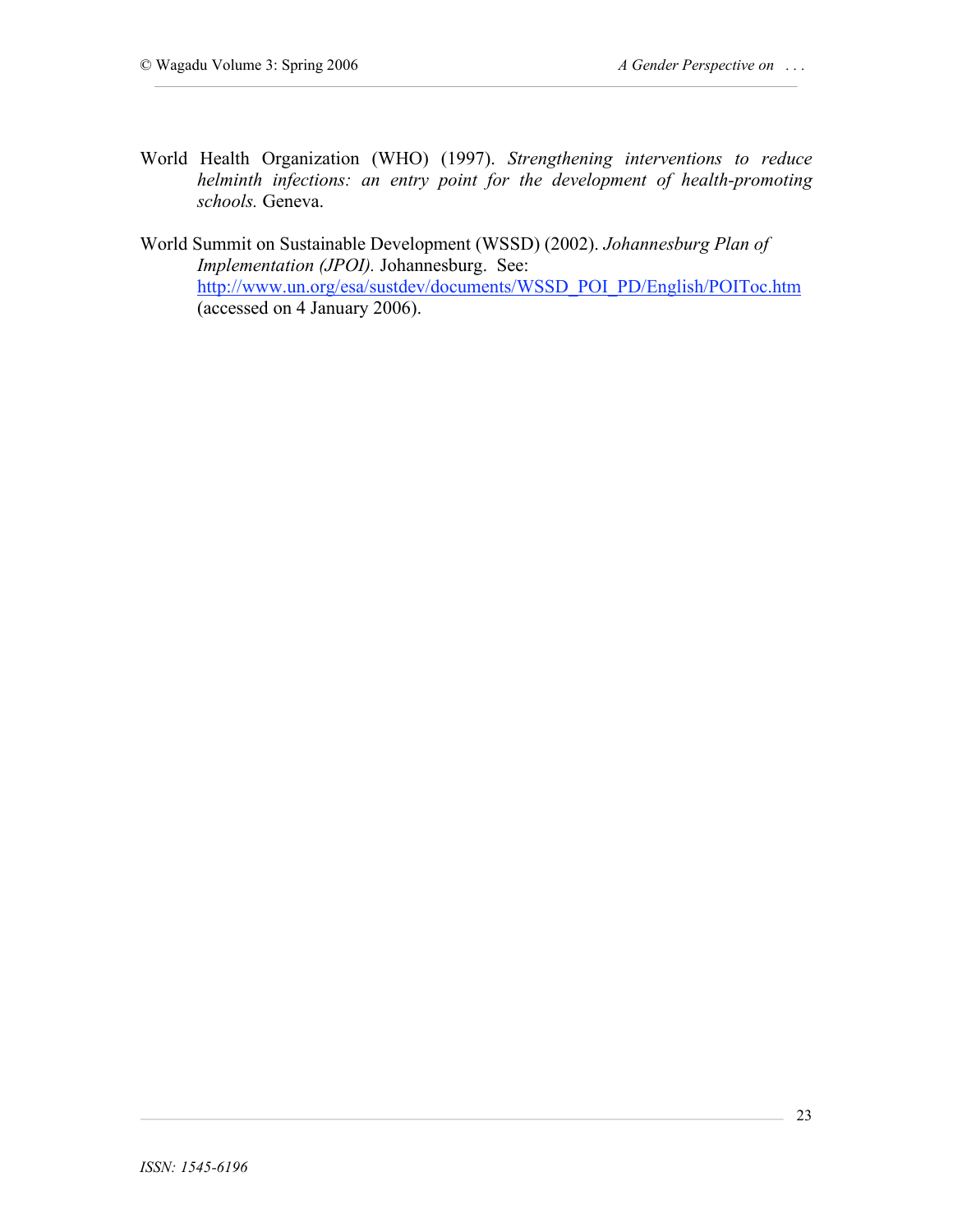World Health Organization (WHO) (1997). *Strengthening interventions to reduce helminth infections: an entry point for the development of health-promoting schools.* Geneva.

World Summit on Sustainable Development (WSSD) (2002). *Johannesburg Plan of Implementation (JPOI).* Johannesburg. See: http://www.un.org/esa/sustdev/documents/WSSD_POI_PD/English/POIToc.htm (accessed on 4 January 2006).